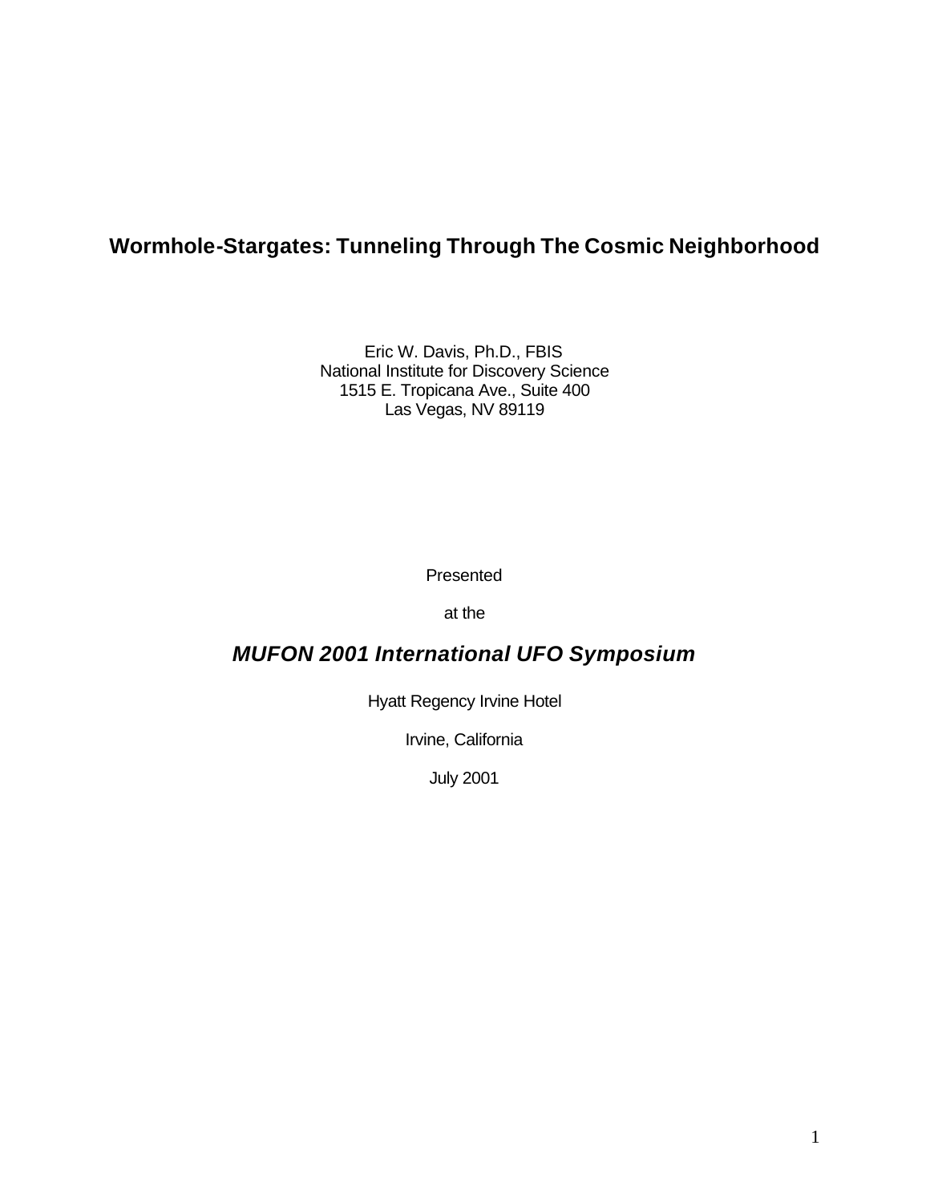# Wormhole-Stargates: Tunneling Through The Cosmic Neighborhood

Eric W. Davis, Ph.D., FBIS
National Institute for Discovery Science
1515 E. Tropicana Ave., Suite 400
Las Vegas, NV 89119

Presented

at the

## *MUFON 2001 International UFO Symposium*

Hyatt Regency Irvine Hotel

Irvine, California

July 2001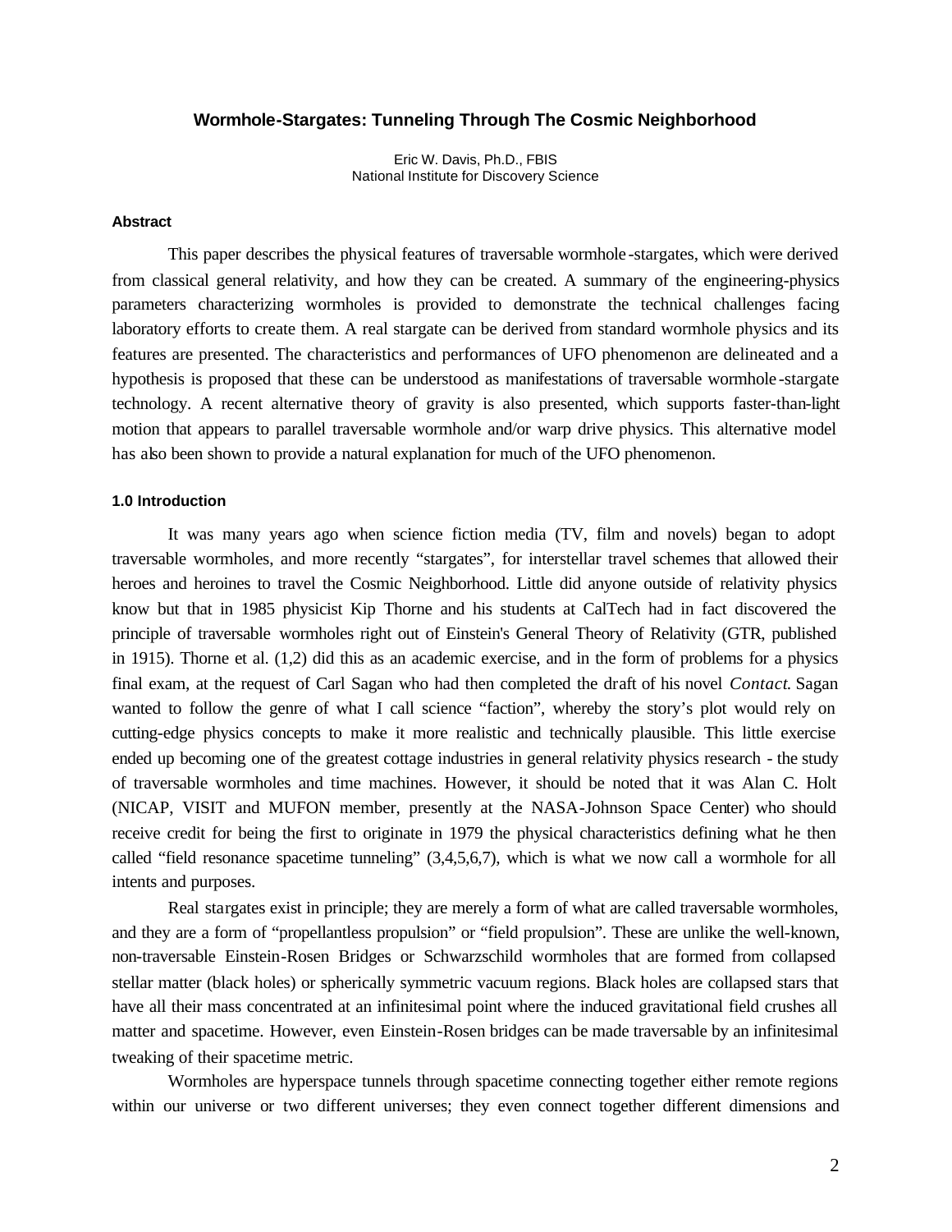# Wormhole-Stargates: Tunneling Through The Cosmic Neighborhood

Eric W. Davis, Ph.D., FBIS
National Institute for Discovery Science

### Abstract

This paper describes the physical features of traversable wormhole-stargates, which were derived from classical general relativity, and how they can be created. A summary of the engineering-physics parameters characterizing wormholes is provided to demonstrate the technical challenges facing laboratory efforts to create them. A real stargate can be derived from standard wormhole physics and its features are presented. The characteristics and performances of UFO phenomenon are delineated and a hypothesis is proposed that these can be understood as manifestations of traversable wormhole-stargate technology. A recent alternative theory of gravity is also presented, which supports faster-than-light motion that appears to parallel traversable wormhole and/or warp drive physics. This alternative model has also been shown to provide a natural explanation for much of the UFO phenomenon.

### 1.0 Introduction

It was many years ago when science fiction media (TV, film and novels) began to adopt traversable wormholes, and more recently "stargates", for interstellar travel schemes that allowed their heroes and heroines to travel the Cosmic Neighborhood. Little did anyone outside of relativity physics know but that in 1985 physicist Kip Thorne and his students at CalTech had in fact discovered the principle of traversable wormholes right out of Einstein's General Theory of Relativity (GTR, published in 1915). Thorne et al. (1,2) did this as an academic exercise, and in the form of problems for a physics final exam, at the request of Carl Sagan who had then completed the draft of his novel *Contact*. Sagan wanted to follow the genre of what I call science "faction", whereby the story's plot would rely on cutting-edge physics concepts to make it more realistic and technically plausible. This little exercise ended up becoming one of the greatest cottage industries in general relativity physics research - the study of traversable wormholes and time machines. However, it should be noted that it was Alan C. Holt (NICAP, VISIT and MUFON member, presently at the NASA-Johnson Space Center) who should receive credit for being the first to originate in 1979 the physical characteristics defining what he then called "field resonance spacetime tunneling" (3,4,5,6,7), which is what we now call a wormhole for all intents and purposes.

Real stargates exist in principle; they are merely a form of what are called traversable wormholes, and they are a form of "propellantless propulsion" or "field propulsion". These are unlike the well-known, non-traversable Einstein-Rosen Bridges or Schwarzschild wormholes that are formed from collapsed stellar matter (black holes) or spherically symmetric vacuum regions. Black holes are collapsed stars that have all their mass concentrated at an infinitesimal point where the induced gravitational field crushes all matter and spacetime. However, even Einstein-Rosen bridges can be made traversable by an infinitesimal tweaking of their spacetime metric.

Wormholes are hyperspace tunnels through spacetime connecting together either remote regions within our universe or two different universes; they even connect together different dimensions and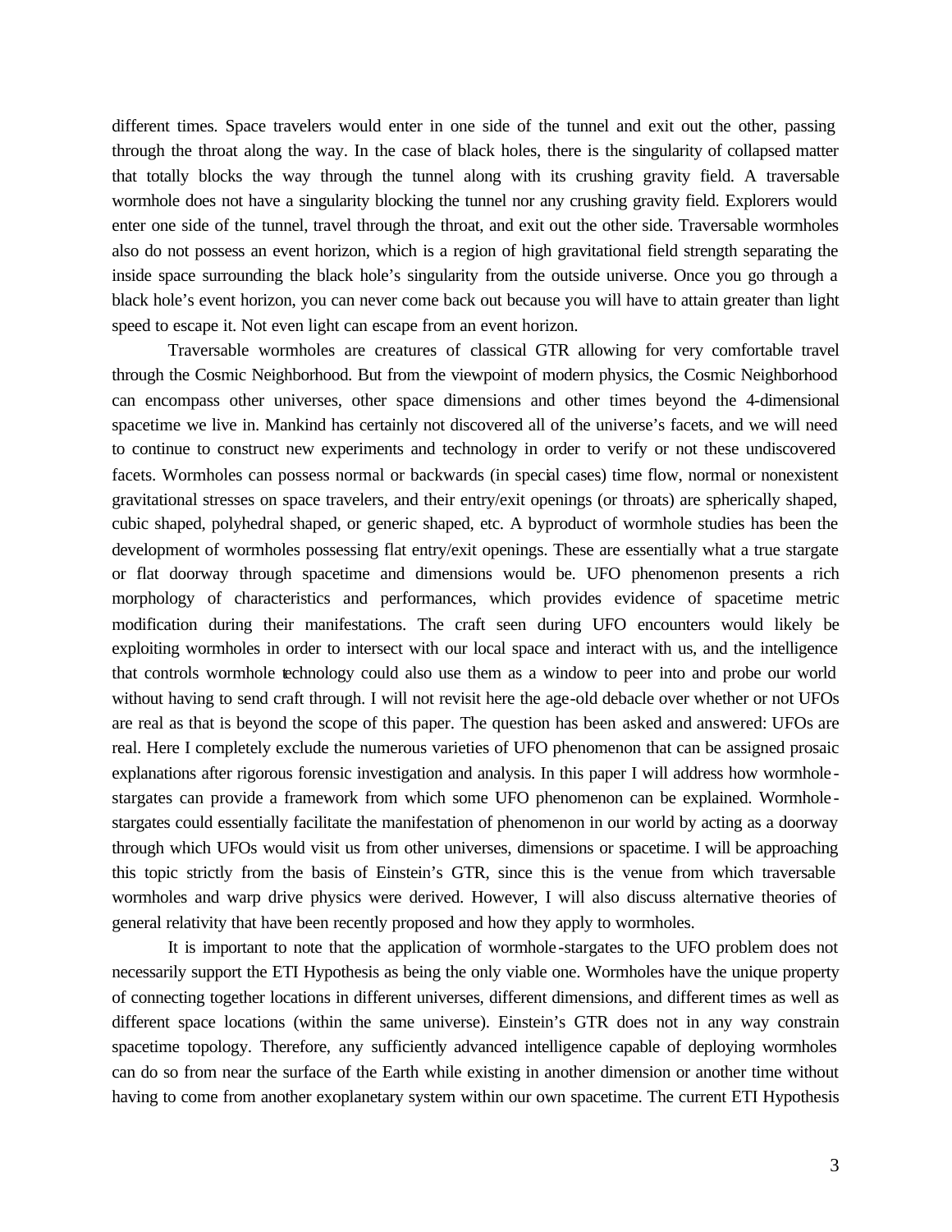different times. Space travelers would enter in one side of the tunnel and exit out the other, passing through the throat along the way. In the case of black holes, there is the singularity of collapsed matter that totally blocks the way through the tunnel along with its crushing gravity field. A traversable wormhole does not have a singularity blocking the tunnel nor any crushing gravity field. Explorers would enter one side of the tunnel, travel through the throat, and exit out the other side. Traversable wormholes also do not possess an event horizon, which is a region of high gravitational field strength separating the inside space surrounding the black hole's singularity from the outside universe. Once you go through a black hole's event horizon, you can never come back out because you will have to attain greater than light speed to escape it. Not even light can escape from an event horizon.

Traversable wormholes are creatures of classical GTR allowing for very comfortable travel through the Cosmic Neighborhood. But from the viewpoint of modern physics, the Cosmic Neighborhood can encompass other universes, other space dimensions and other times beyond the 4-dimensional spacetime we live in. Mankind has certainly not discovered all of the universe's facets, and we will need to continue to construct new experiments and technology in order to verify or not these undiscovered facets. Wormholes can possess normal or backwards (in special cases) time flow, normal or nonexistent gravitational stresses on space travelers, and their entry/exit openings (or throats) are spherically shaped, cubic shaped, polyhedral shaped, or generic shaped, etc. A byproduct of wormhole studies has been the development of wormholes possessing flat entry/exit openings. These are essentially what a true stargate or flat doorway through spacetime and dimensions would be. UFO phenomenon presents a rich morphology of characteristics and performances, which provides evidence of spacetime metric modification during their manifestations. The craft seen during UFO encounters would likely be exploiting wormholes in order to intersect with our local space and interact with us, and the intelligence that controls wormhole technology could also use them as a window to peer into and probe our world without having to send craft through. I will not revisit here the age-old debacle over whether or not UFOs are real as that is beyond the scope of this paper. The question has been asked and answered: UFOs are real. Here I completely exclude the numerous varieties of UFO phenomenon that can be assigned prosaic explanations after rigorous forensic investigation and analysis. In this paper I will address how wormhole-stargates can provide a framework from which some UFO phenomenon can be explained. Wormhole-stargates could essentially facilitate the manifestation of phenomenon in our world by acting as a doorway through which UFOs would visit us from other universes, dimensions or spacetime. I will be approaching this topic strictly from the basis of Einstein's GTR, since this is the venue from which traversable wormholes and warp drive physics were derived. However, I will also discuss alternative theories of general relativity that have been recently proposed and how they apply to wormholes.

It is important to note that the application of wormhole-stargates to the UFO problem does not necessarily support the ETI Hypothesis as being the only viable one. Wormholes have the unique property of connecting together locations in different universes, different dimensions, and different times as well as different space locations (within the same universe). Einstein's GTR does not in any way constrain spacetime topology. Therefore, any sufficiently advanced intelligence capable of deploying wormholes can do so from near the surface of the Earth while existing in another dimension or another time without having to come from another exoplanetary system within our own spacetime. The current ETI Hypothesis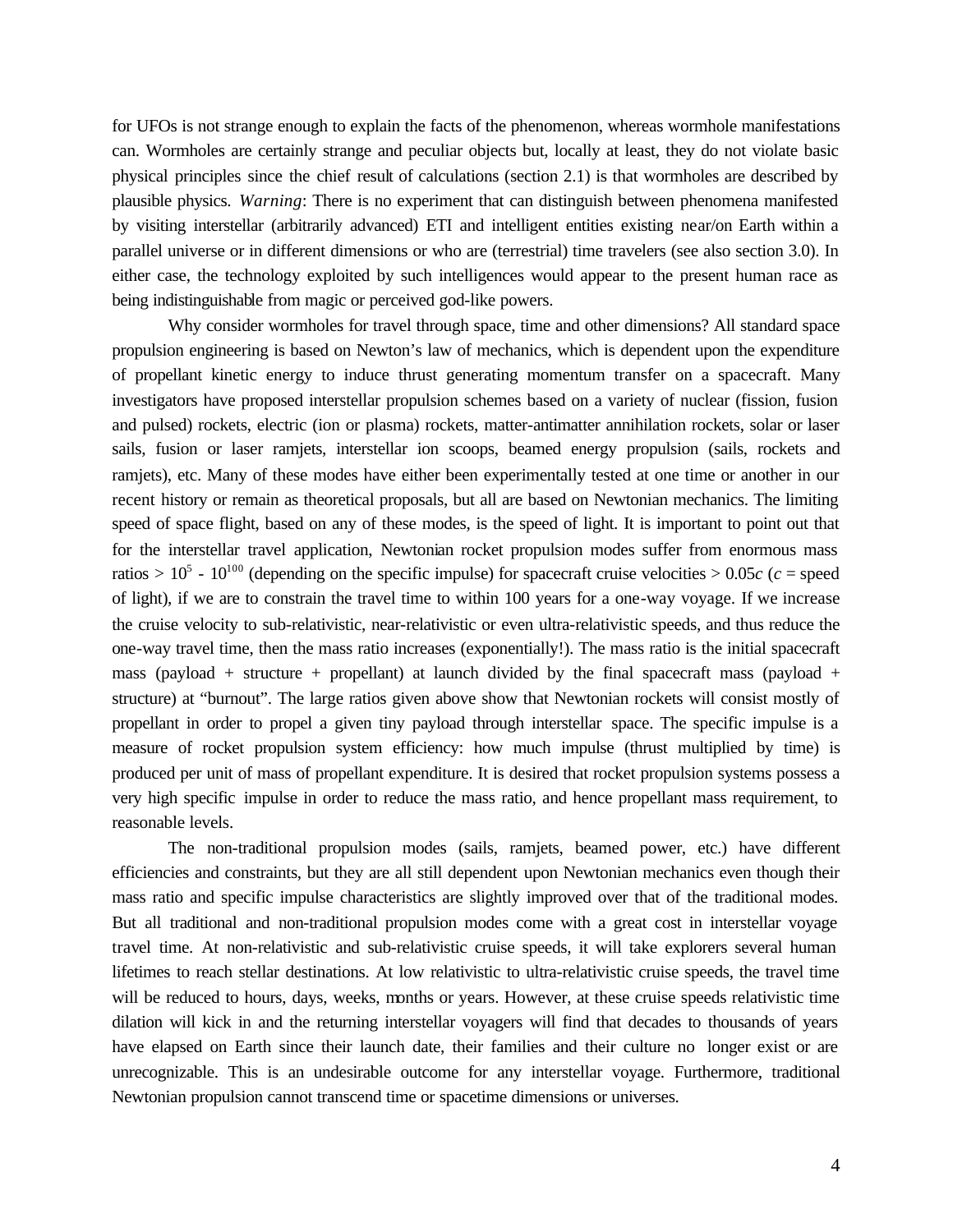for UFOs is not strange enough to explain the facts of the phenomenon, whereas wormhole manifestations can. Wormholes are certainly strange and peculiar objects but, locally at least, they do not violate basic physical principles since the chief result of calculations (section 2.1) is that wormholes are described by plausible physics. *Warning*: There is no experiment that can distinguish between phenomena manifested by visiting interstellar (arbitrarily advanced) ETI and intelligent entities existing near/on Earth within a parallel universe or in different dimensions or who are (terrestrial) time travelers (see also section 3.0). In either case, the technology exploited by such intelligences would appear to the present human race as being indistinguishable from magic or perceived god-like powers.

Why consider wormholes for travel through space, time and other dimensions? All standard space propulsion engineering is based on Newton's law of mechanics, which is dependent upon the expenditure of propellant kinetic energy to induce thrust generating momentum transfer on a spacecraft. Many investigators have proposed interstellar propulsion schemes based on a variety of nuclear (fission, fusion and pulsed) rockets, electric (ion or plasma) rockets, matter-antimatter annihilation rockets, solar or laser sails, fusion or laser ramjets, interstellar ion scoops, beamed energy propulsion (sails, rockets and ramjets), etc. Many of these modes have either been experimentally tested at one time or another in our recent history or remain as theoretical proposals, but all are based on Newtonian mechanics. The limiting speed of space flight, based on any of these modes, is the speed of light. It is important to point out that for the interstellar travel application, Newtonian rocket propulsion modes suffer from enormous mass ratios > $10^5$ - $10^{100}$ (depending on the specific impulse) for spacecraft cruise velocities > $0.05c$ ($c$ = speed of light), if we are to constrain the travel time to within 100 years for a one-way voyage. If we increase the cruise velocity to sub-relativistic, near-relativistic or even ultra-relativistic speeds, and thus reduce the one-way travel time, then the mass ratio increases (exponentially!). The mass ratio is the initial spacecraft mass (payload + structure + propellant) at launch divided by the final spacecraft mass (payload + structure) at "burnout". The large ratios given above show that Newtonian rockets will consist mostly of propellant in order to propel a given tiny payload through interstellar space. The specific impulse is a measure of rocket propulsion system efficiency: how much impulse (thrust multiplied by time) is produced per unit of mass of propellant expenditure. It is desired that rocket propulsion systems possess a very high specific impulse in order to reduce the mass ratio, and hence propellant mass requirement, to reasonable levels.

The non-traditional propulsion modes (sails, ramjets, beamed power, etc.) have different efficiencies and constraints, but they are all still dependent upon Newtonian mechanics even though their mass ratio and specific impulse characteristics are slightly improved over that of the traditional modes. But all traditional and non-traditional propulsion modes come with a great cost in interstellar voyage travel time. At non-relativistic and sub-relativistic cruise speeds, it will take explorers several human lifetimes to reach stellar destinations. At low relativistic to ultra-relativistic cruise speeds, the travel time will be reduced to hours, days, weeks, months or years. However, at these cruise speeds relativistic time dilation will kick in and the returning interstellar voyagers will find that decades to thousands of years have elapsed on Earth since their launch date, their families and their culture no longer exist or are unrecognizable. This is an undesirable outcome for any interstellar voyage. Furthermore, traditional Newtonian propulsion cannot transcend time or spacetime dimensions or universes.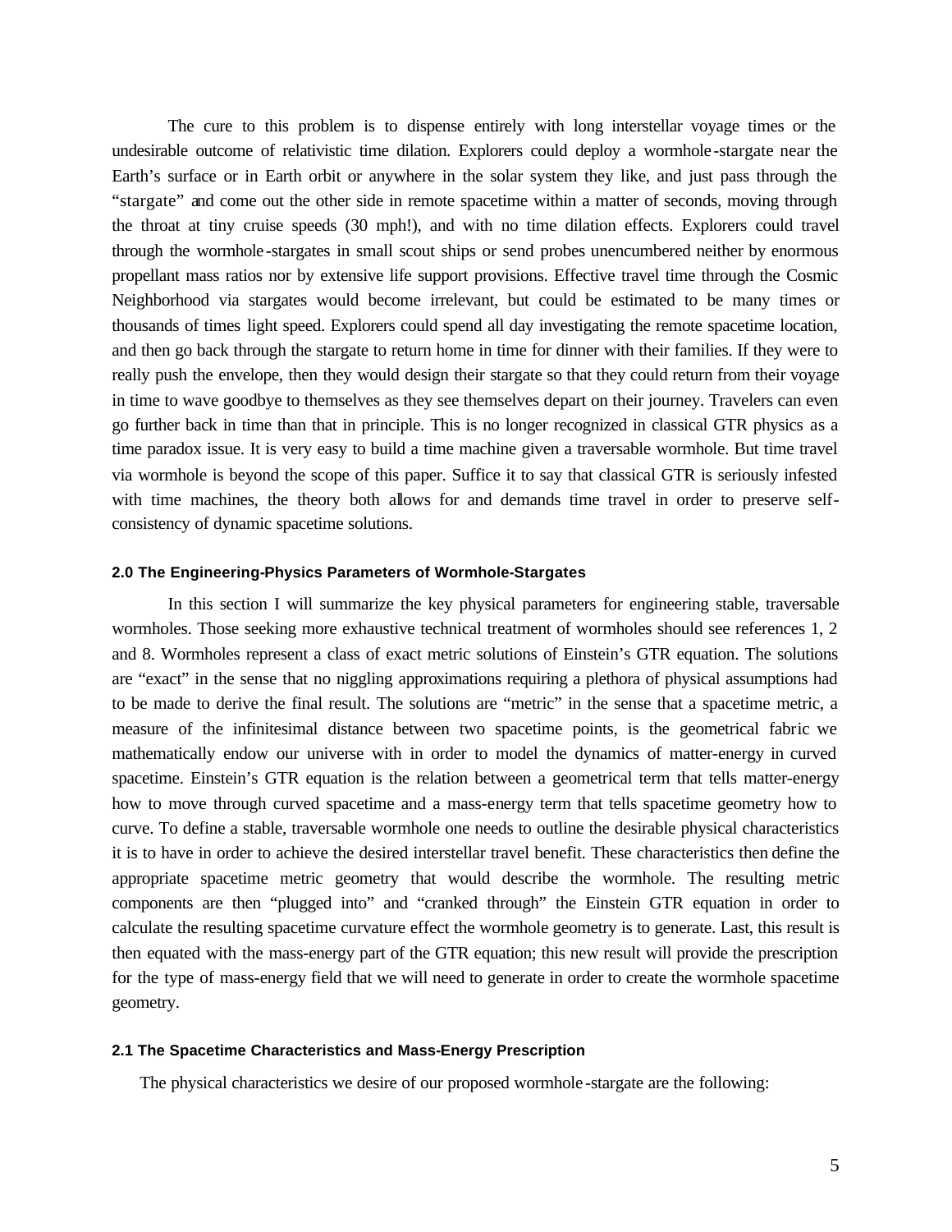The cure to this problem is to dispense entirely with long interstellar voyage times or the undesirable outcome of relativistic time dilation. Explorers could deploy a wormhole-stargate near the Earth's surface or in Earth orbit or anywhere in the solar system they like, and just pass through the "stargate" and come out the other side in remote spacetime within a matter of seconds, moving through the throat at tiny cruise speeds (30 mph!), and with no time dilation effects. Explorers could travel through the wormhole-stargates in small scout ships or send probes unencumbered neither by enormous propellant mass ratios nor by extensive life support provisions. Effective travel time through the Cosmic Neighborhood via stargates would become irrelevant, but could be estimated to be many times or thousands of times light speed. Explorers could spend all day investigating the remote spacetime location, and then go back through the stargate to return home in time for dinner with their families. If they were to really push the envelope, then they would design their stargate so that they could return from their voyage in time to wave goodbye to themselves as they see themselves depart on their journey. Travelers can even go further back in time than that in principle. This is no longer recognized in classical GTR physics as a time paradox issue. It is very easy to build a time machine given a traversable wormhole. But time travel via wormhole is beyond the scope of this paper. Suffice it to say that classical GTR is seriously infested with time machines, the theory both allows for and demands time travel in order to preserve self-consistency of dynamic spacetime solutions.

#### 2.0 The Engineering-Physics Parameters of Wormhole-Stargates

In this section I will summarize the key physical parameters for engineering stable, traversable wormholes. Those seeking more exhaustive technical treatment of wormholes should see references 1, 2 and 8. Wormholes represent a class of exact metric solutions of Einstein's GTR equation. The solutions are "exact" in the sense that no niggling approximations requiring a plethora of physical assumptions had to be made to derive the final result. The solutions are "metric" in the sense that a spacetime metric, a measure of the infinitesimal distance between two spacetime points, is the geometrical fabric we mathematically endow our universe with in order to model the dynamics of matter-energy in curved spacetime. Einstein's GTR equation is the relation between a geometrical term that tells matter-energy how to move through curved spacetime and a mass-energy term that tells spacetime geometry how to curve. To define a stable, traversable wormhole one needs to outline the desirable physical characteristics it is to have in order to achieve the desired interstellar travel benefit. These characteristics then define the appropriate spacetime metric geometry that would describe the wormhole. The resulting metric components are then "plugged into" and "cranked through" the Einstein GTR equation in order to calculate the resulting spacetime curvature effect the wormhole geometry is to generate. Last, this result is then equated with the mass-energy part of the GTR equation; this new result will provide the prescription for the type of mass-energy field that we will need to generate in order to create the wormhole spacetime geometry.

#### 2.1 The Spacetime Characteristics and Mass-Energy Prescription

The physical characteristics we desire of our proposed wormhole-stargate are the following: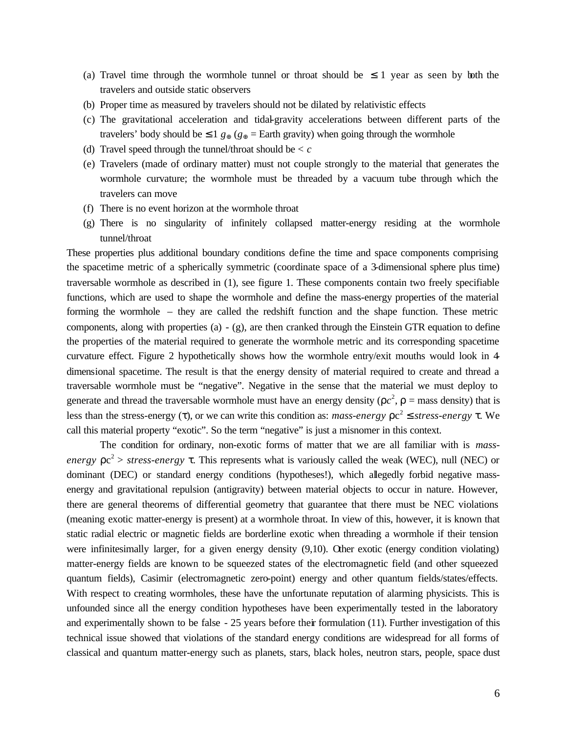(a) Travel time through the wormhole tunnel or throat should be $\leq 1$ year as seen by both the travelers and outside static observers
(b) Proper time as measured by travelers should not be dilated by relativistic effects
(c) The gravitational acceleration and tidal-gravity accelerations between different parts of the travelers' body should be $\leq 1\ g_{\oplus}$ ($g_{\oplus}$ = Earth gravity) when going through the wormhole
(d) Travel speed through the tunnel/throat should be $< c$
(e) Travelers (made of ordinary matter) must not couple strongly to the material that generates the wormhole curvature; the wormhole must be threaded by a vacuum tube through which the travelers can move
(f) There is no event horizon at the wormhole throat
(g) There is no singularity of infinitely collapsed matter-energy residing at the wormhole tunnel/throat

These properties plus additional boundary conditions define the time and space components comprising the spacetime metric of a spherically symmetric (coordinate space of a 3-dimensional sphere plus time) traversable wormhole as described in (1), see figure 1. These components contain two freely specifiable functions, which are used to shape the wormhole and define the mass-energy properties of the material forming the wormhole – they are called the redshift function and the shape function. These metric components, along with properties (a) - (g), are then cranked through the Einstein GTR equation to define the properties of the material required to generate the wormhole metric and its corresponding spacetime curvature effect. Figure 2 hypothetically shows how the wormhole entry/exit mouths would look in 4-dimensional spacetime. The result is that the energy density of material required to create and thread a traversable wormhole must be "negative". Negative in the sense that the material we must deploy to generate and thread the traversable wormhole must have an energy density ($\rho c^2$, $\rho$ = mass density) that is less than the stress-energy ($\tau$), or we can write this condition as: *mass-energy* $\rho c^2 \leq$ *stress-energy* $\tau$. We call this material property "exotic". So the term "negative" is just a misnomer in this context.

The condition for ordinary, non-exotic forms of matter that we are all familiar with is *mass-energy* $\rho c^2 >$ *stress-energy* $\tau$. This represents what is variously called the weak (WEC), null (NEC) or dominant (DEC) or standard energy conditions (hypotheses!), which allegedly forbid negative mass-energy and gravitational repulsion (antigravity) between material objects to occur in nature. However, there are general theorems of differential geometry that guarantee that there must be NEC violations (meaning exotic matter-energy is present) at a wormhole throat. In view of this, however, it is known that static radial electric or magnetic fields are borderline exotic when threading a wormhole if their tension were infinitesimally larger, for a given energy density (9,10). Other exotic (energy condition violating) matter-energy fields are known to be squeezed states of the electromagnetic field (and other squeezed quantum fields), Casimir (electromagnetic zero-point) energy and other quantum fields/states/effects. With respect to creating wormholes, these have the unfortunate reputation of alarming physicists. This is unfounded since all the energy condition hypotheses have been experimentally tested in the laboratory and experimentally shown to be false - 25 years before their formulation (11). Further investigation of this technical issue showed that violations of the standard energy conditions are widespread for all forms of classical and quantum matter-energy such as planets, stars, black holes, neutron stars, people, space dust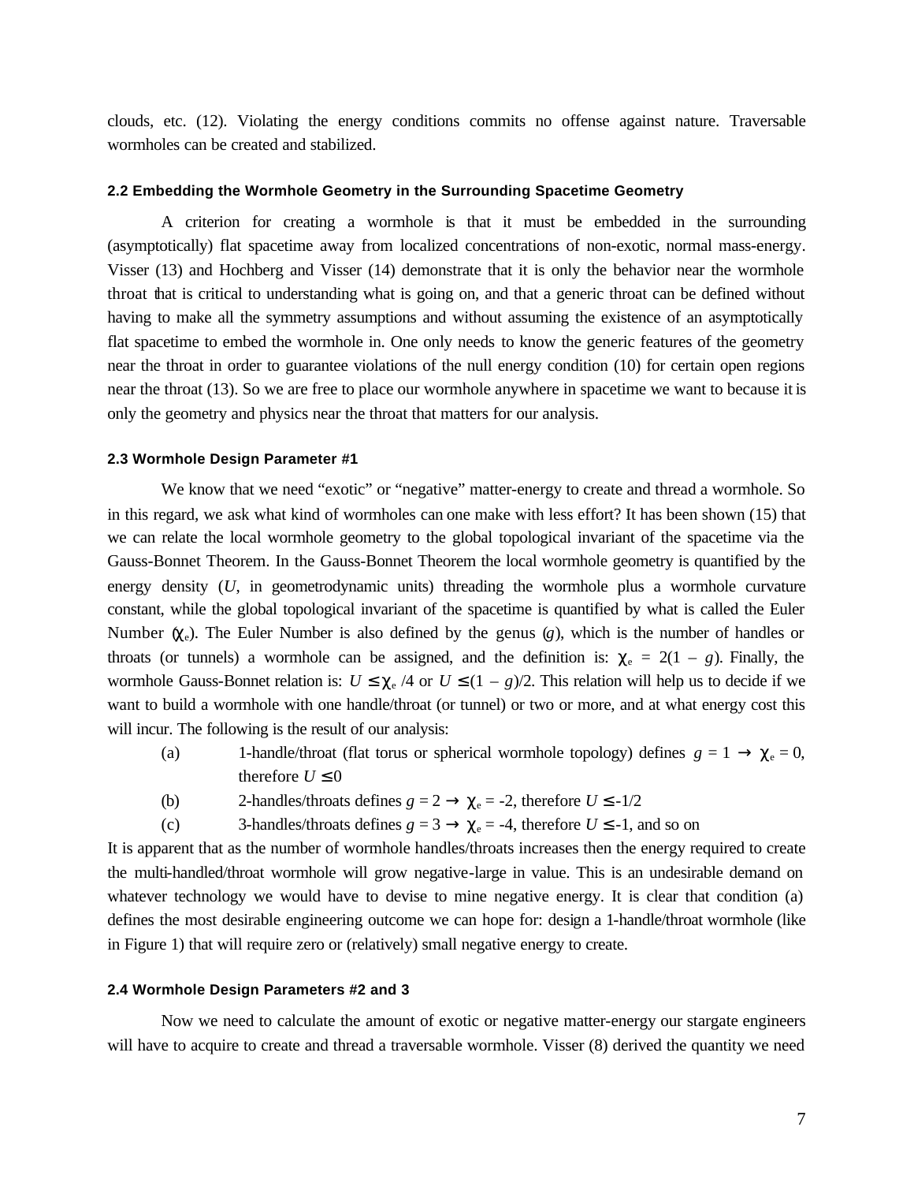clouds, etc. (12). Violating the energy conditions commits no offense against nature. Traversable wormholes can be created and stabilized.

### 2.2 Embedding the Wormhole Geometry in the Surrounding Spacetime Geometry

A criterion for creating a wormhole is that it must be embedded in the surrounding (asymptotically) flat spacetime away from localized concentrations of non-exotic, normal mass-energy. Visser (13) and Hochberg and Visser (14) demonstrate that it is only the behavior near the wormhole throat that is critical to understanding what is going on, and that a generic throat can be defined without having to make all the symmetry assumptions and without assuming the existence of an asymptotically flat spacetime to embed the wormhole in. One only needs to know the generic features of the geometry near the throat in order to guarantee violations of the null energy condition (10) for certain open regions near the throat (13). So we are free to place our wormhole anywhere in spacetime we want to because it is only the geometry and physics near the throat that matters for our analysis.

### 2.3 Wormhole Design Parameter #1

We know that we need "exotic" or "negative" matter-energy to create and thread a wormhole. So in this regard, we ask what kind of wormholes can one make with less effort? It has been shown (15) that we can relate the local wormhole geometry to the global topological invariant of the spacetime via the Gauss-Bonnet Theorem. In the Gauss-Bonnet Theorem the local wormhole geometry is quantified by the energy density ($U$, in geometrodynamic units) threading the wormhole plus a wormhole curvature constant, while the global topological invariant of the spacetime is quantified by what is called the Euler Number ($\chi_e$). The Euler Number is also defined by the genus ($g$), which is the number of handles or throats (or tunnels) a wormhole can be assigned, and the definition is: $\chi_e = 2(1 - g)$. Finally, the wormhole Gauss-Bonnet relation is: $U \leq \chi_e /4$ or $U \leq (1 - g)/2$. This relation will help us to decide if we want to build a wormhole with one handle/throat (or tunnel) or two or more, and at what energy cost this will incur. The following is the result of our analysis:

(a) 1-handle/throat (flat torus or spherical wormhole topology) defines $g = 1 \rightarrow \chi_e = 0$, therefore $U \leq 0$

(b) 2-handles/throats defines $g = 2 \rightarrow \chi_e = -2$, therefore $U \leq -1/2$

(c) 3-handles/throats defines $g = 3 \rightarrow \chi_e = -4$, therefore $U \leq -1$, and so on

It is apparent that as the number of wormhole handles/throats increases then the energy required to create the multi-handled/throat wormhole will grow negative-large in value. This is an undesirable demand on whatever technology we would have to devise to mine negative energy. It is clear that condition (a) defines the most desirable engineering outcome we can hope for: design a 1-handle/throat wormhole (like in Figure 1) that will require zero or (relatively) small negative energy to create.

### 2.4 Wormhole Design Parameters #2 and 3

Now we need to calculate the amount of exotic or negative matter-energy our stargate engineers will have to acquire to create and thread a traversable wormhole. Visser (8) derived the quantity we need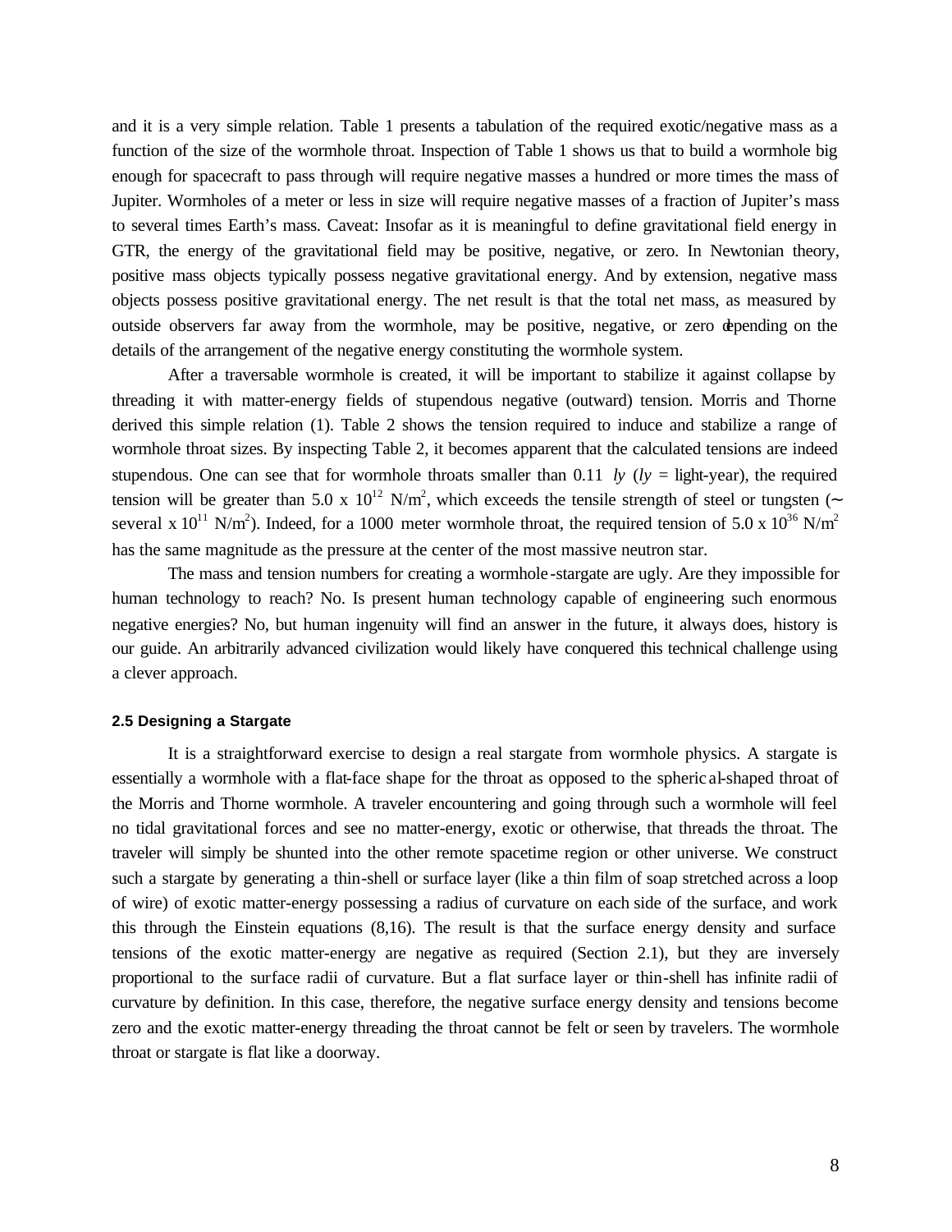and it is a very simple relation. Table 1 presents a tabulation of the required exotic/negative mass as a function of the size of the wormhole throat. Inspection of Table 1 shows us that to build a wormhole big enough for spacecraft to pass through will require negative masses a hundred or more times the mass of Jupiter. Wormholes of a meter or less in size will require negative masses of a fraction of Jupiter's mass to several times Earth's mass. Caveat: Insofar as it is meaningful to define gravitational field energy in GTR, the energy of the gravitational field may be positive, negative, or zero. In Newtonian theory, positive mass objects typically possess negative gravitational energy. And by extension, negative mass objects possess positive gravitational energy. The net result is that the total net mass, as measured by outside observers far away from the wormhole, may be positive, negative, or zero depending on the details of the arrangement of the negative energy constituting the wormhole system.

After a traversable wormhole is created, it will be important to stabilize it against collapse by threading it with matter-energy fields of stupendous negative (outward) tension. Morris and Thorne derived this simple relation (1). Table 2 shows the tension required to induce and stabilize a range of wormhole throat sizes. By inspecting Table 2, it becomes apparent that the calculated tensions are indeed stupendous. One can see that for wormhole throats smaller than 0.11 *ly* (*ly* = light-year), the required tension will be greater than $5.0 \times 10^{12}$ N/m$^2$, which exceeds the tensile strength of steel or tungsten ($\sim$ several $\times 10^{11}$ N/m$^2$). Indeed, for a 1000 meter wormhole throat, the required tension of $5.0 \times 10^{36}$ N/m$^2$ has the same magnitude as the pressure at the center of the most massive neutron star.

The mass and tension numbers for creating a wormhole-stargate are ugly. Are they impossible for human technology to reach? No. Is present human technology capable of engineering such enormous negative energies? No, but human ingenuity will find an answer in the future, it always does, history is our guide. An arbitrarily advanced civilization would likely have conquered this technical challenge using a clever approach.

#### 2.5 Designing a Stargate

It is a straightforward exercise to design a real stargate from wormhole physics. A stargate is essentially a wormhole with a flat-face shape for the throat as opposed to the spherical-shaped throat of the Morris and Thorne wormhole. A traveler encountering and going through such a wormhole will feel no tidal gravitational forces and see no matter-energy, exotic or otherwise, that threads the throat. The traveler will simply be shunted into the other remote spacetime region or other universe. We construct such a stargate by generating a thin-shell or surface layer (like a thin film of soap stretched across a loop of wire) of exotic matter-energy possessing a radius of curvature on each side of the surface, and work this through the Einstein equations (8,16). The result is that the surface energy density and surface tensions of the exotic matter-energy are negative as required (Section 2.1), but they are inversely proportional to the surface radii of curvature. But a flat surface layer or thin-shell has infinite radii of curvature by definition. In this case, therefore, the negative surface energy density and tensions become zero and the exotic matter-energy threading the throat cannot be felt or seen by travelers. The wormhole throat or stargate is flat like a doorway.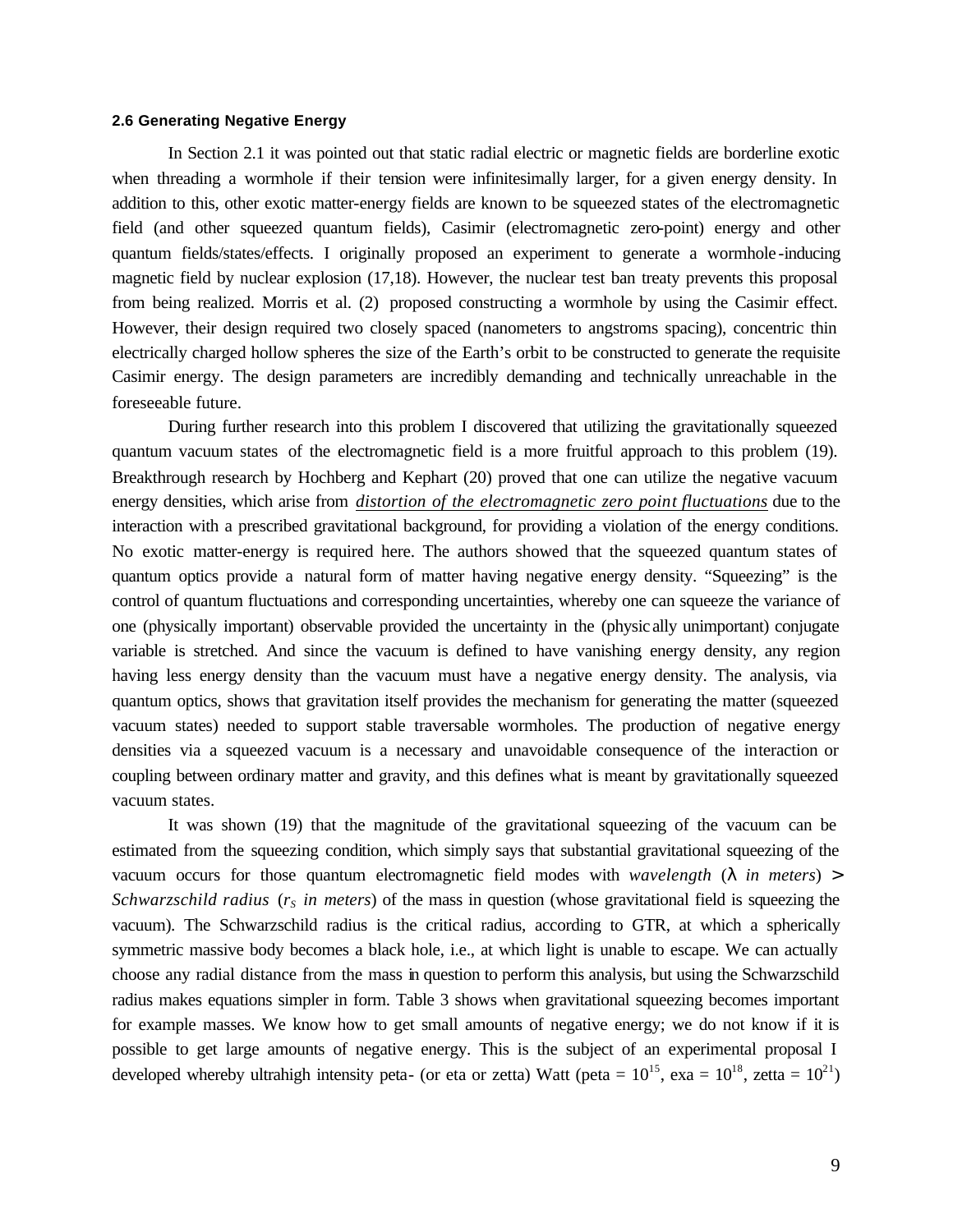#### 2.6 Generating Negative Energy

In Section 2.1 it was pointed out that static radial electric or magnetic fields are borderline exotic when threading a wormhole if their tension were infinitesimally larger, for a given energy density. In addition to this, other exotic matter-energy fields are known to be squeezed states of the electromagnetic field (and other squeezed quantum fields), Casimir (electromagnetic zero-point) energy and other quantum fields/states/effects. I originally proposed an experiment to generate a wormhole-inducing magnetic field by nuclear explosion (17,18). However, the nuclear test ban treaty prevents this proposal from being realized. Morris et al. (2) proposed constructing a wormhole by using the Casimir effect. However, their design required two closely spaced (nanometers to angstroms spacing), concentric thin electrically charged hollow spheres the size of the Earth's orbit to be constructed to generate the requisite Casimir energy. The design parameters are incredibly demanding and technically unreachable in the foreseeable future.

During further research into this problem I discovered that utilizing the gravitationally squeezed quantum vacuum states of the electromagnetic field is a more fruitful approach to this problem (19). Breakthrough research by Hochberg and Kephart (20) proved that one can utilize the negative vacuum energy densities, which arise from *distortion of the electromagnetic zero point fluctuations* due to the interaction with a prescribed gravitational background, for providing a violation of the energy conditions. No exotic matter-energy is required here. The authors showed that the squeezed quantum states of quantum optics provide a natural form of matter having negative energy density. "Squeezing" is the control of quantum fluctuations and corresponding uncertainties, whereby one can squeeze the variance of one (physically important) observable provided the uncertainty in the (physically unimportant) conjugate variable is stretched. And since the vacuum is defined to have vanishing energy density, any region having less energy density than the vacuum must have a negative energy density. The analysis, via quantum optics, shows that gravitation itself provides the mechanism for generating the matter (squeezed vacuum states) needed to support stable traversable wormholes. The production of negative energy densities via a squeezed vacuum is a necessary and unavoidable consequence of the interaction or coupling between ordinary matter and gravity, and this defines what is meant by gravitationally squeezed vacuum states.

It was shown (19) that the magnitude of the gravitational squeezing of the vacuum can be estimated from the squeezing condition, which simply says that substantial gravitational squeezing of the vacuum occurs for those quantum electromagnetic field modes with *wavelength* ($\lambda$ *in meters*) $>$ *Schwarzschild radius* ($r_S$ *in meters*) of the mass in question (whose gravitational field is squeezing the vacuum). The Schwarzschild radius is the critical radius, according to GTR, at which a spherically symmetric massive body becomes a black hole, i.e., at which light is unable to escape. We can actually choose any radial distance from the mass in question to perform this analysis, but using the Schwarzschild radius makes equations simpler in form. Table 3 shows when gravitational squeezing becomes important for example masses. We know how to get small amounts of negative energy; we do not know if it is possible to get large amounts of negative energy. This is the subject of an experimental proposal I developed whereby ultrahigh intensity peta- (or eta or zetta) Watt (peta = $10^{15}$, exa = $10^{18}$, zetta = $10^{21}$)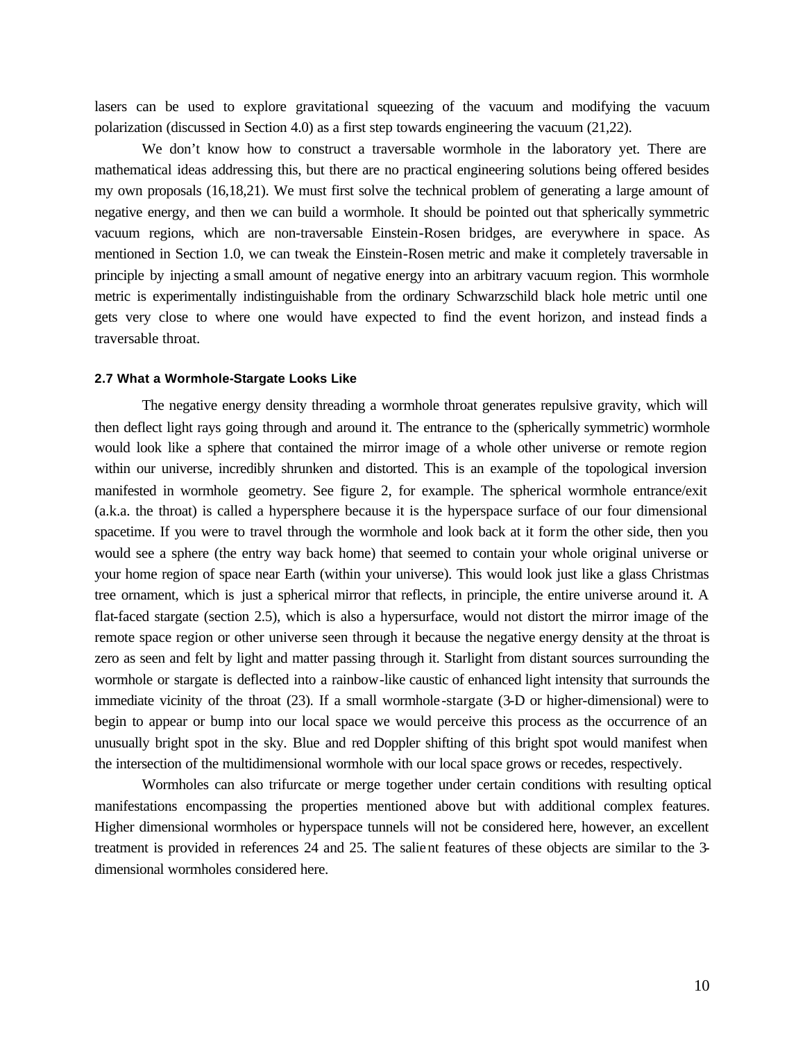lasers can be used to explore gravitational squeezing of the vacuum and modifying the vacuum polarization (discussed in Section 4.0) as a first step towards engineering the vacuum (21,22).

We don't know how to construct a traversable wormhole in the laboratory yet. There are mathematical ideas addressing this, but there are no practical engineering solutions being offered besides my own proposals (16,18,21). We must first solve the technical problem of generating a large amount of negative energy, and then we can build a wormhole. It should be pointed out that spherically symmetric vacuum regions, which are non-traversable Einstein-Rosen bridges, are everywhere in space. As mentioned in Section 1.0, we can tweak the Einstein-Rosen metric and make it completely traversable in principle by injecting a small amount of negative energy into an arbitrary vacuum region. This wormhole metric is experimentally indistinguishable from the ordinary Schwarzschild black hole metric until one gets very close to where one would have expected to find the event horizon, and instead finds a traversable throat.

#### 2.7 What a Wormhole-Stargate Looks Like

The negative energy density threading a wormhole throat generates repulsive gravity, which will then deflect light rays going through and around it. The entrance to the (spherically symmetric) wormhole would look like a sphere that contained the mirror image of a whole other universe or remote region within our universe, incredibly shrunken and distorted. This is an example of the topological inversion manifested in wormhole geometry. See figure 2, for example. The spherical wormhole entrance/exit (a.k.a. the throat) is called a hypersphere because it is the hyperspace surface of our four dimensional spacetime. If you were to travel through the wormhole and look back at it form the other side, then you would see a sphere (the entry way back home) that seemed to contain your whole original universe or your home region of space near Earth (within your universe). This would look just like a glass Christmas tree ornament, which is just a spherical mirror that reflects, in principle, the entire universe around it. A flat-faced stargate (section 2.5), which is also a hypersurface, would not distort the mirror image of the remote space region or other universe seen through it because the negative energy density at the throat is zero as seen and felt by light and matter passing through it. Starlight from distant sources surrounding the wormhole or stargate is deflected into a rainbow-like caustic of enhanced light intensity that surrounds the immediate vicinity of the throat (23). If a small wormhole-stargate (3-D or higher-dimensional) were to begin to appear or bump into our local space we would perceive this process as the occurrence of an unusually bright spot in the sky. Blue and red Doppler shifting of this bright spot would manifest when the intersection of the multidimensional wormhole with our local space grows or recedes, respectively.

Wormholes can also trifurcate or merge together under certain conditions with resulting optical manifestations encompassing the properties mentioned above but with additional complex features. Higher dimensional wormholes or hyperspace tunnels will not be considered here, however, an excellent treatment is provided in references 24 and 25. The salient features of these objects are similar to the 3-dimensional wormholes considered here.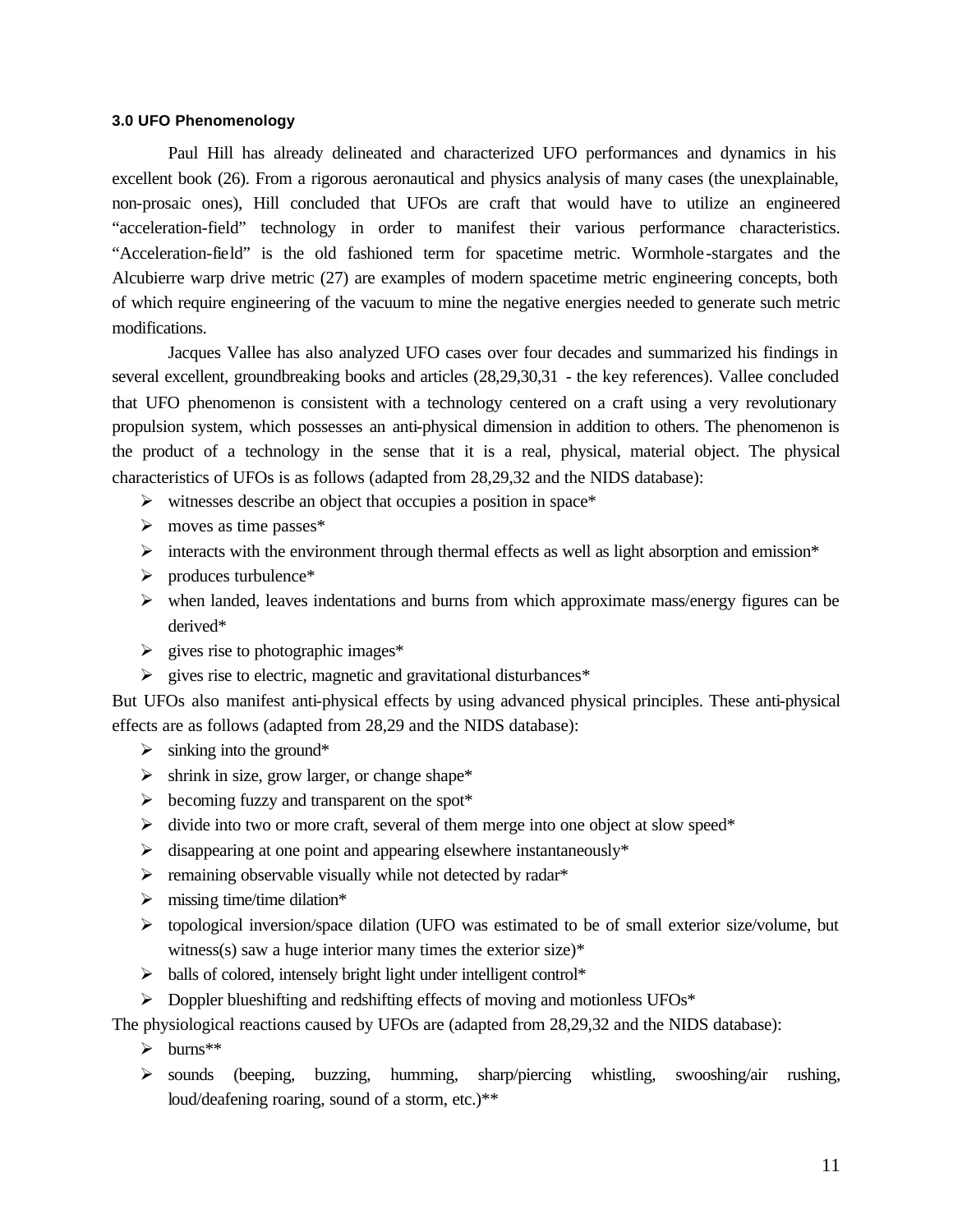### 3.0 UFO Phenomenology

Paul Hill has already delineated and characterized UFO performances and dynamics in his excellent book (26). From a rigorous aeronautical and physics analysis of many cases (the unexplainable, non-prosaic ones), Hill concluded that UFOs are craft that would have to utilize an engineered "acceleration-field" technology in order to manifest their various performance characteristics. "Acceleration-field" is the old fashioned term for spacetime metric. Wormhole-stargates and the Alcubierre warp drive metric (27) are examples of modern spacetime metric engineering concepts, both of which require engineering of the vacuum to mine the negative energies needed to generate such metric modifications.

Jacques Vallee has also analyzed UFO cases over four decades and summarized his findings in several excellent, groundbreaking books and articles (28,29,30,31 - the key references). Vallee concluded that UFO phenomenon is consistent with a technology centered on a craft using a very revolutionary propulsion system, which possesses an anti-physical dimension in addition to others. The phenomenon is the product of a technology in the sense that it is a real, physical, material object. The physical characteristics of UFOs is as follows (adapted from 28,29,32 and the NIDS database):

- witnesses describe an object that occupies a position in space*
- moves as time passes*
- interacts with the environment through thermal effects as well as light absorption and emission*
- produces turbulence*
- when landed, leaves indentations and burns from which approximate mass/energy figures can be derived*
- gives rise to photographic images*
- gives rise to electric, magnetic and gravitational disturbances*

But UFOs also manifest anti-physical effects by using advanced physical principles. These anti-physical effects are as follows (adapted from 28,29 and the NIDS database):

- sinking into the ground*
- shrink in size, grow larger, or change shape*
- becoming fuzzy and transparent on the spot*
- divide into two or more craft, several of them merge into one object at slow speed*
- disappearing at one point and appearing elsewhere instantaneously*
- remaining observable visually while not detected by radar*
- missing time/time dilation*
- topological inversion/space dilation (UFO was estimated to be of small exterior size/volume, but witness(s) saw a huge interior many times the exterior size)*
- balls of colored, intensely bright light under intelligent control*
- Doppler blueshifting and redshifting effects of moving and motionless UFOs*

The physiological reactions caused by UFOs are (adapted from 28,29,32 and the NIDS database):

- burns**
- sounds (beeping, buzzing, humming, sharp/piercing whistling, swooshing/air rushing, loud/deafening roaring, sound of a storm, etc.)**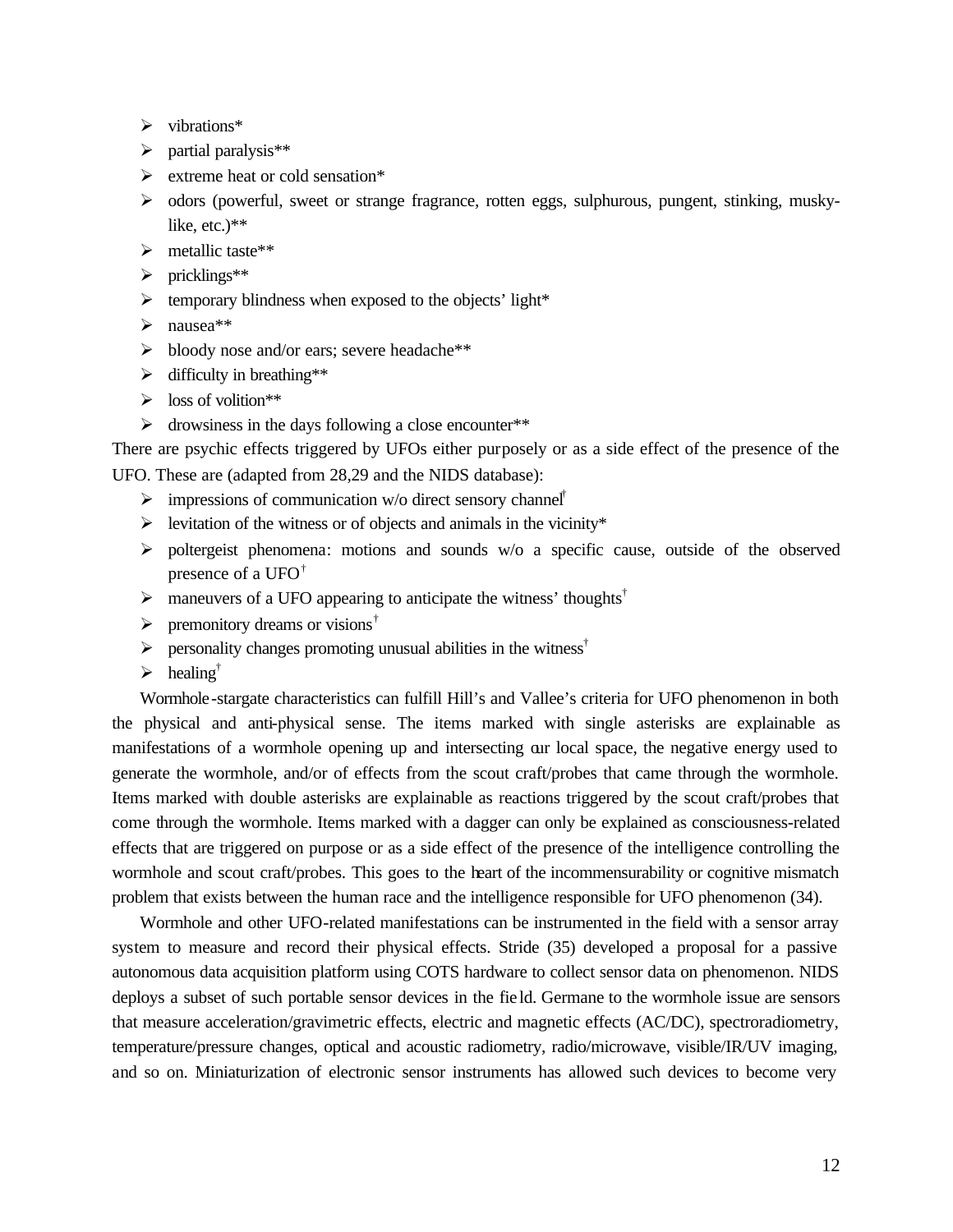- vibrations*
- partial paralysis**
- extreme heat or cold sensation*
- odors (powerful, sweet or strange fragrance, rotten eggs, sulphurous, pungent, stinking, musky-like, etc.)**
- metallic taste**
- pricklings**
- temporary blindness when exposed to the objects' light*
- nausea**
- bloody nose and/or ears; severe headache**
- difficulty in breathing**
- loss of volition**
- drowsiness in the days following a close encounter**

There are psychic effects triggered by UFOs either purposely or as a side effect of the presence of the UFO. These are (adapted from 28,29 and the NIDS database):

- impressions of communication w/o direct sensory channel†
- levitation of the witness or of objects and animals in the vicinity*
- poltergeist phenomena: motions and sounds w/o a specific cause, outside of the observed presence of a UFO†
- maneuvers of a UFO appearing to anticipate the witness' thoughts†
- premonitory dreams or visions†
- personality changes promoting unusual abilities in the witness†
- healing†

Wormhole-stargate characteristics can fulfill Hill's and Vallee's criteria for UFO phenomenon in both the physical and anti-physical sense. The items marked with single asterisks are explainable as manifestations of a wormhole opening up and intersecting our local space, the negative energy used to generate the wormhole, and/or of effects from the scout craft/probes that came through the wormhole. Items marked with double asterisks are explainable as reactions triggered by the scout craft/probes that come through the wormhole. Items marked with a dagger can only be explained as consciousness-related effects that are triggered on purpose or as a side effect of the presence of the intelligence controlling the wormhole and scout craft/probes. This goes to the heart of the incommensurability or cognitive mismatch problem that exists between the human race and the intelligence responsible for UFO phenomenon (34).

Wormhole and other UFO-related manifestations can be instrumented in the field with a sensor array system to measure and record their physical effects. Stride (35) developed a proposal for a passive autonomous data acquisition platform using COTS hardware to collect sensor data on phenomenon. NIDS deploys a subset of such portable sensor devices in the field. Germane to the wormhole issue are sensors that measure acceleration/gravimetric effects, electric and magnetic effects (AC/DC), spectroradiometry, temperature/pressure changes, optical and acoustic radiometry, radio/microwave, visible/IR/UV imaging, and so on. Miniaturization of electronic sensor instruments has allowed such devices to become very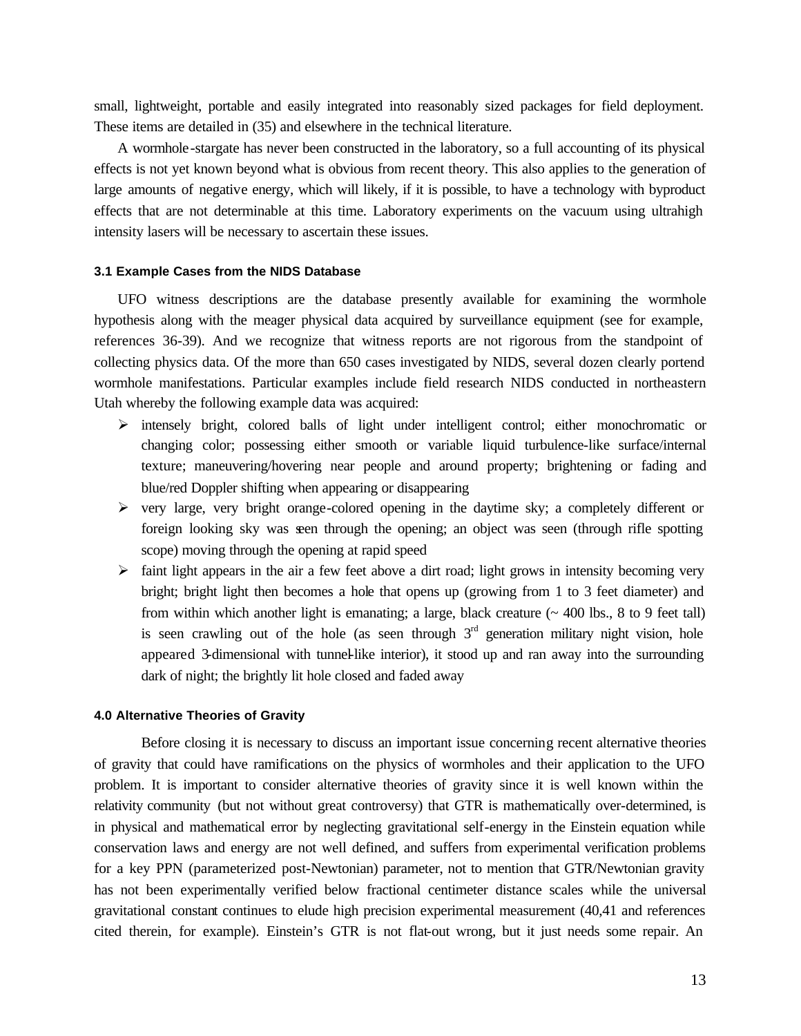small, lightweight, portable and easily integrated into reasonably sized packages for field deployment. These items are detailed in (35) and elsewhere in the technical literature.

A wormhole-stargate has never been constructed in the laboratory, so a full accounting of its physical effects is not yet known beyond what is obvious from recent theory. This also applies to the generation of large amounts of negative energy, which will likely, if it is possible, to have a technology with byproduct effects that are not determinable at this time. Laboratory experiments on the vacuum using ultrahigh intensity lasers will be necessary to ascertain these issues.

#### 3.1 Example Cases from the NIDS Database

UFO witness descriptions are the database presently available for examining the wormhole hypothesis along with the meager physical data acquired by surveillance equipment (see for example, references 36-39). And we recognize that witness reports are not rigorous from the standpoint of collecting physics data. Of the more than 650 cases investigated by NIDS, several dozen clearly portend wormhole manifestations. Particular examples include field research NIDS conducted in northeastern Utah whereby the following example data was acquired:

- intensely bright, colored balls of light under intelligent control; either monochromatic or changing color; possessing either smooth or variable liquid turbulence-like surface/internal texture; maneuvering/hovering near people and around property; brightening or fading and blue/red Doppler shifting when appearing or disappearing
- very large, very bright orange-colored opening in the daytime sky; a completely different or foreign looking sky was seen through the opening; an object was seen (through rifle spotting scope) moving through the opening at rapid speed
- faint light appears in the air a few feet above a dirt road; light grows in intensity becoming very bright; bright light then becomes a hole that opens up (growing from 1 to 3 feet diameter) and from within which another light is emanating; a large, black creature (~ 400 lbs., 8 to 9 feet tall) is seen crawling out of the hole (as seen through 3rd generation military night vision, hole appeared 3-dimensional with tunnel-like interior), it stood up and ran away into the surrounding dark of night; the brightly lit hole closed and faded away

#### 4.0 Alternative Theories of Gravity

Before closing it is necessary to discuss an important issue concerning recent alternative theories of gravity that could have ramifications on the physics of wormholes and their application to the UFO problem. It is important to consider alternative theories of gravity since it is well known within the relativity community (but not without great controversy) that GTR is mathematically over-determined, is in physical and mathematical error by neglecting gravitational self-energy in the Einstein equation while conservation laws and energy are not well defined, and suffers from experimental verification problems for a key PPN (parameterized post-Newtonian) parameter, not to mention that GTR/Newtonian gravity has not been experimentally verified below fractional centimeter distance scales while the universal gravitational constant continues to elude high precision experimental measurement (40,41 and references cited therein, for example). Einstein's GTR is not flat-out wrong, but it just needs some repair. An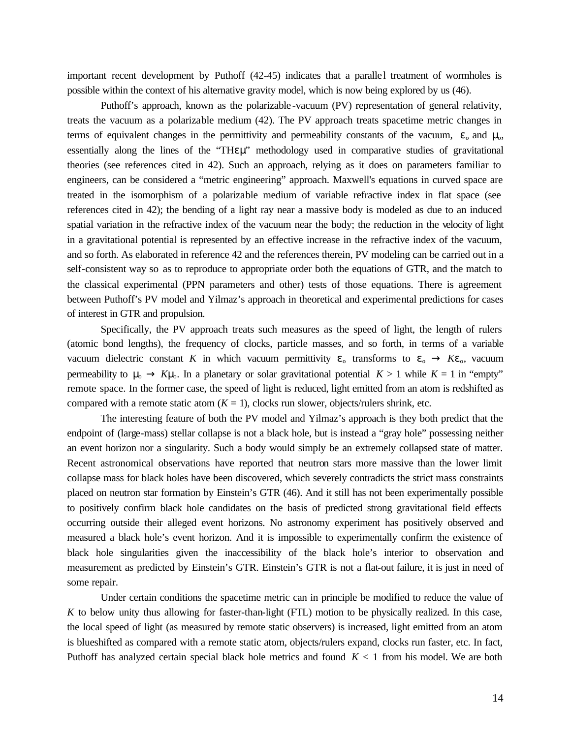important recent development by Puthoff (42-45) indicates that a parallel treatment of wormholes is possible within the context of his alternative gravity model, which is now being explored by us (46).

Puthoff's approach, known as the polarizable-vacuum (PV) representation of general relativity, treats the vacuum as a polarizable medium (42). The PV approach treats spacetime metric changes in terms of equivalent changes in the permittivity and permeability constants of the vacuum, $\varepsilon_o$ and $\mu_o$, essentially along the lines of the "TH$\varepsilon\mu$" methodology used in comparative studies of gravitational theories (see references cited in 42). Such an approach, relying as it does on parameters familiar to engineers, can be considered a "metric engineering" approach. Maxwell's equations in curved space are treated in the isomorphism of a polarizable medium of variable refractive index in flat space (see references cited in 42); the bending of a light ray near a massive body is modeled as due to an induced spatial variation in the refractive index of the vacuum near the body; the reduction in the velocity of light in a gravitational potential is represented by an effective increase in the refractive index of the vacuum, and so forth. As elaborated in reference 42 and the references therein, PV modeling can be carried out in a self-consistent way so as to reproduce to appropriate order both the equations of GTR, and the match to the classical experimental (PPN parameters and other) tests of those equations. There is agreement between Puthoff's PV model and Yilmaz's approach in theoretical and experimental predictions for cases of interest in GTR and propulsion.

Specifically, the PV approach treats such measures as the speed of light, the length of rulers (atomic bond lengths), the frequency of clocks, particle masses, and so forth, in terms of a variable vacuum dielectric constant $K$ in which vacuum permittivity $\varepsilon_o$ transforms to $\varepsilon_o \rightarrow K\varepsilon_o$, vacuum permeability to $\mu_o \rightarrow K\mu_o$. In a planetary or solar gravitational potential $K > 1$ while $K = 1$ in "empty" remote space. In the former case, the speed of light is reduced, light emitted from an atom is redshifted as compared with a remote static atom ($K = 1$), clocks run slower, objects/rulers shrink, etc.

The interesting feature of both the PV model and Yilmaz's approach is they both predict that the endpoint of (large-mass) stellar collapse is not a black hole, but is instead a "gray hole" possessing neither an event horizon nor a singularity. Such a body would simply be an extremely collapsed state of matter. Recent astronomical observations have reported that neutron stars more massive than the lower limit collapse mass for black holes have been discovered, which severely contradicts the strict mass constraints placed on neutron star formation by Einstein's GTR (46). And it still has not been experimentally possible to positively confirm black hole candidates on the basis of predicted strong gravitational field effects occurring outside their alleged event horizons. No astronomy experiment has positively observed and measured a black hole's event horizon. And it is impossible to experimentally confirm the existence of black hole singularities given the inaccessibility of the black hole's interior to observation and measurement as predicted by Einstein's GTR. Einstein's GTR is not a flat-out failure, it is just in need of some repair.

Under certain conditions the spacetime metric can in principle be modified to reduce the value of $K$ to below unity thus allowing for faster-than-light (FTL) motion to be physically realized. In this case, the local speed of light (as measured by remote static observers) is increased, light emitted from an atom is blueshifted as compared with a remote static atom, objects/rulers expand, clocks run faster, etc. In fact, Puthoff has analyzed certain special black hole metrics and found $K < 1$ from his model. We are both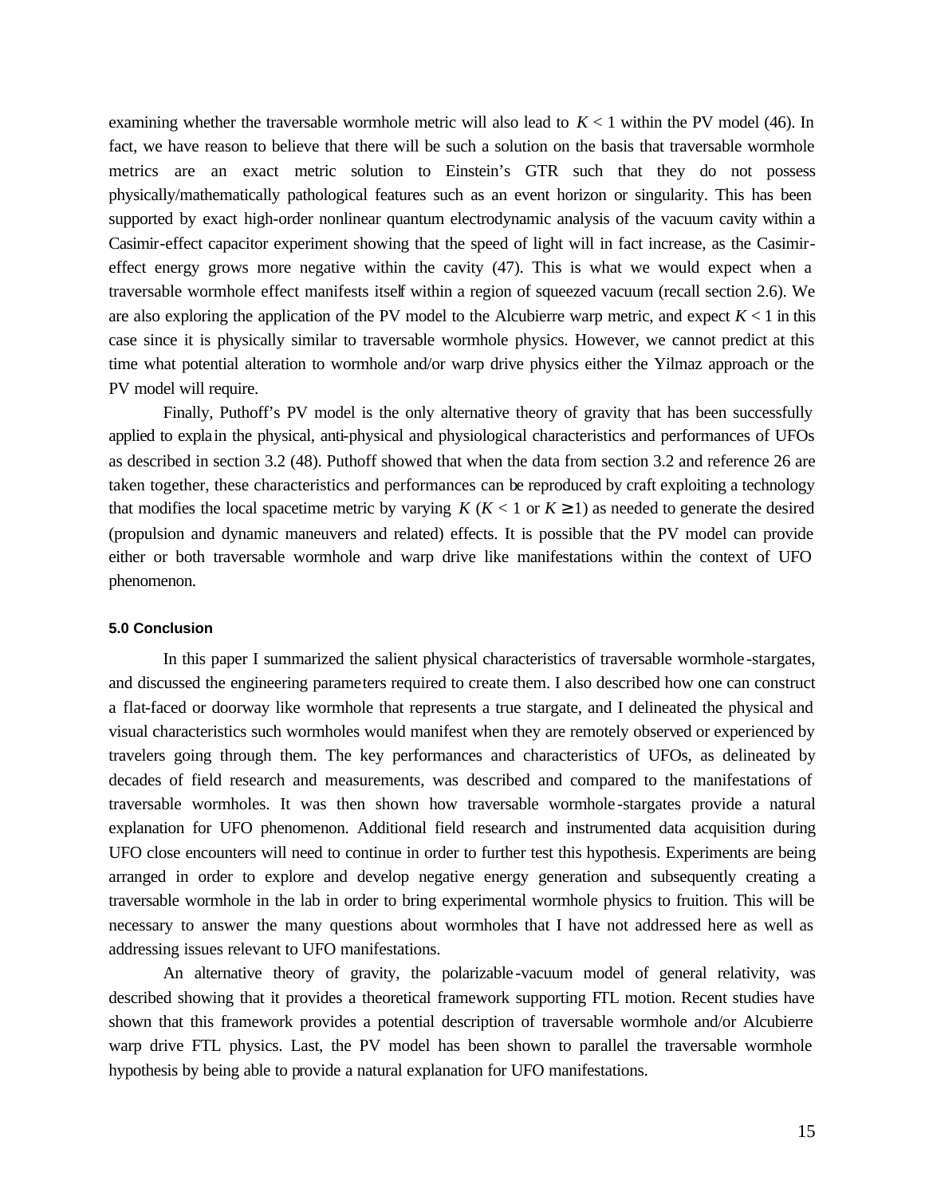examining whether the traversable wormhole metric will also lead to $K < 1$ within the PV model (46). In fact, we have reason to believe that there will be such a solution on the basis that traversable wormhole metrics are an exact metric solution to Einstein's GTR such that they do not possess physically/mathematically pathological features such as an event horizon or singularity. This has been supported by exact high-order nonlinear quantum electrodynamic analysis of the vacuum cavity within a Casimir-effect capacitor experiment showing that the speed of light will in fact increase, as the Casimir-effect energy grows more negative within the cavity (47). This is what we would expect when a traversable wormhole effect manifests itself within a region of squeezed vacuum (recall section 2.6). We are also exploring the application of the PV model to the Alcubierre warp metric, and expect $K < 1$ in this case since it is physically similar to traversable wormhole physics. However, we cannot predict at this time what potential alteration to wormhole and/or warp drive physics either the Yilmaz approach or the PV model will require.

Finally, Puthoff's PV model is the only alternative theory of gravity that has been successfully applied to explain the physical, anti-physical and physiological characteristics and performances of UFOs as described in section 3.2 (48). Puthoff showed that when the data from section 3.2 and reference 26 are taken together, these characteristics and performances can be reproduced by craft exploiting a technology that modifies the local spacetime metric by varying $K$ ($K < 1$ or $K \geq 1$) as needed to generate the desired (propulsion and dynamic maneuvers and related) effects. It is possible that the PV model can provide either or both traversable wormhole and warp drive like manifestations within the context of UFO phenomenon.

#### 5.0 Conclusion

In this paper I summarized the salient physical characteristics of traversable wormhole-stargates, and discussed the engineering parameters required to create them. I also described how one can construct a flat-faced or doorway like wormhole that represents a true stargate, and I delineated the physical and visual characteristics such wormholes would manifest when they are remotely observed or experienced by travelers going through them. The key performances and characteristics of UFOs, as delineated by decades of field research and measurements, was described and compared to the manifestations of traversable wormholes. It was then shown how traversable wormhole-stargates provide a natural explanation for UFO phenomenon. Additional field research and instrumented data acquisition during UFO close encounters will need to continue in order to further test this hypothesis. Experiments are being arranged in order to explore and develop negative energy generation and subsequently creating a traversable wormhole in the lab in order to bring experimental wormhole physics to fruition. This will be necessary to answer the many questions about wormholes that I have not addressed here as well as addressing issues relevant to UFO manifestations.

An alternative theory of gravity, the polarizable-vacuum model of general relativity, was described showing that it provides a theoretical framework supporting FTL motion. Recent studies have shown that this framework provides a potential description of traversable wormhole and/or Alcubierre warp drive FTL physics. Last, the PV model has been shown to parallel the traversable wormhole hypothesis by being able to provide a natural explanation for UFO manifestations.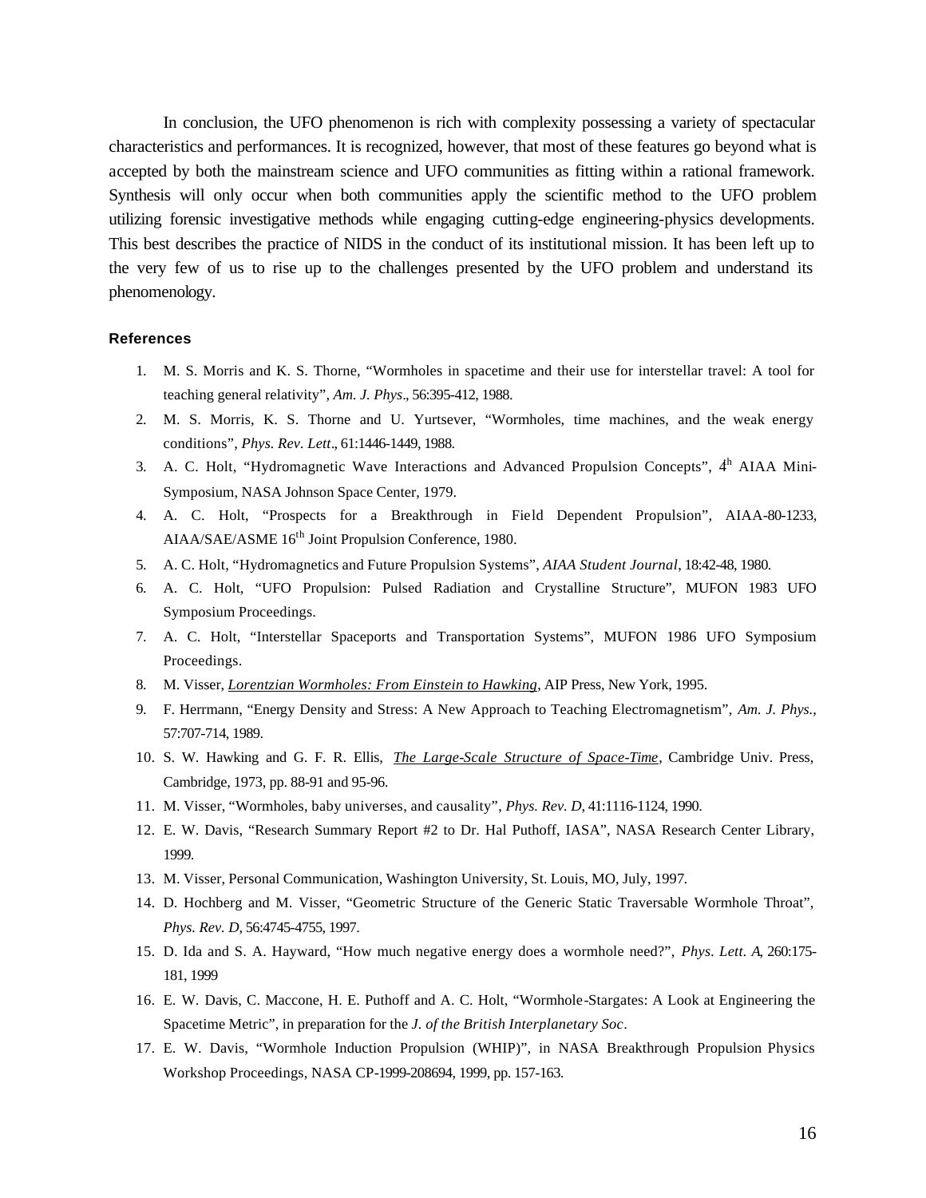In conclusion, the UFO phenomenon is rich with complexity possessing a variety of spectacular characteristics and performances. It is recognized, however, that most of these features go beyond what is accepted by both the mainstream science and UFO communities as fitting within a rational framework. Synthesis will only occur when both communities apply the scientific method to the UFO problem utilizing forensic investigative methods while engaging cutting-edge engineering-physics developments. This best describes the practice of NIDS in the conduct of its institutional mission. It has been left up to the very few of us to rise up to the challenges presented by the UFO problem and understand its phenomenology.

#### References

1. M. S. Morris and K. S. Thorne, "Wormholes in spacetime and their use for interstellar travel: A tool for teaching general relativity", *Am. J. Phys*., 56:395-412, 1988.
2. M. S. Morris, K. S. Thorne and U. Yurtsever, "Wormholes, time machines, and the weak energy conditions", *Phys. Rev. Lett*., 61:1446-1449, 1988.
3. A. C. Holt, "Hydromagnetic Wave Interactions and Advanced Propulsion Concepts", 4th AIAA Mini-Symposium, NASA Johnson Space Center, 1979.
4. A. C. Holt, "Prospects for a Breakthrough in Field Dependent Propulsion", AIAA-80-1233, AIAA/SAE/ASME 16th Joint Propulsion Conference, 1980.
5. A. C. Holt, "Hydromagnetics and Future Propulsion Systems", *AIAA Student Journal*, 18:42-48, 1980.
6. A. C. Holt, "UFO Propulsion: Pulsed Radiation and Crystalline Structure", MUFON 1983 UFO Symposium Proceedings.
7. A. C. Holt, "Interstellar Spaceports and Transportation Systems", MUFON 1986 UFO Symposium Proceedings.
8. M. Visser, *Lorentzian Wormholes: From Einstein to Hawking*, AIP Press, New York, 1995.
9. F. Herrmann, "Energy Density and Stress: A New Approach to Teaching Electromagnetism", *Am. J. Phys.*, 57:707-714, 1989.
10. S. W. Hawking and G. F. R. Ellis, *The Large-Scale Structure of Space-Time*, Cambridge Univ. Press, Cambridge, 1973, pp. 88-91 and 95-96.
11. M. Visser, "Wormholes, baby universes, and causality", *Phys. Rev. D*, 41:1116-1124, 1990.
12. E. W. Davis, "Research Summary Report #2 to Dr. Hal Puthoff, IASA", NASA Research Center Library, 1999.
13. M. Visser, Personal Communication, Washington University, St. Louis, MO, July, 1997.
14. D. Hochberg and M. Visser, "Geometric Structure of the Generic Static Traversable Wormhole Throat", *Phys. Rev. D*, 56:4745-4755, 1997.
15. D. Ida and S. A. Hayward, "How much negative energy does a wormhole need?", *Phys. Lett. A*, 260:175-181, 1999
16. E. W. Davis, C. Maccone, H. E. Puthoff and A. C. Holt, "Wormhole-Stargates: A Look at Engineering the Spacetime Metric", in preparation for the *J. of the British Interplanetary Soc*.
17. E. W. Davis, "Wormhole Induction Propulsion (WHIP)", in NASA Breakthrough Propulsion Physics Workshop Proceedings, NASA CP-1999-208694, 1999, pp. 157-163.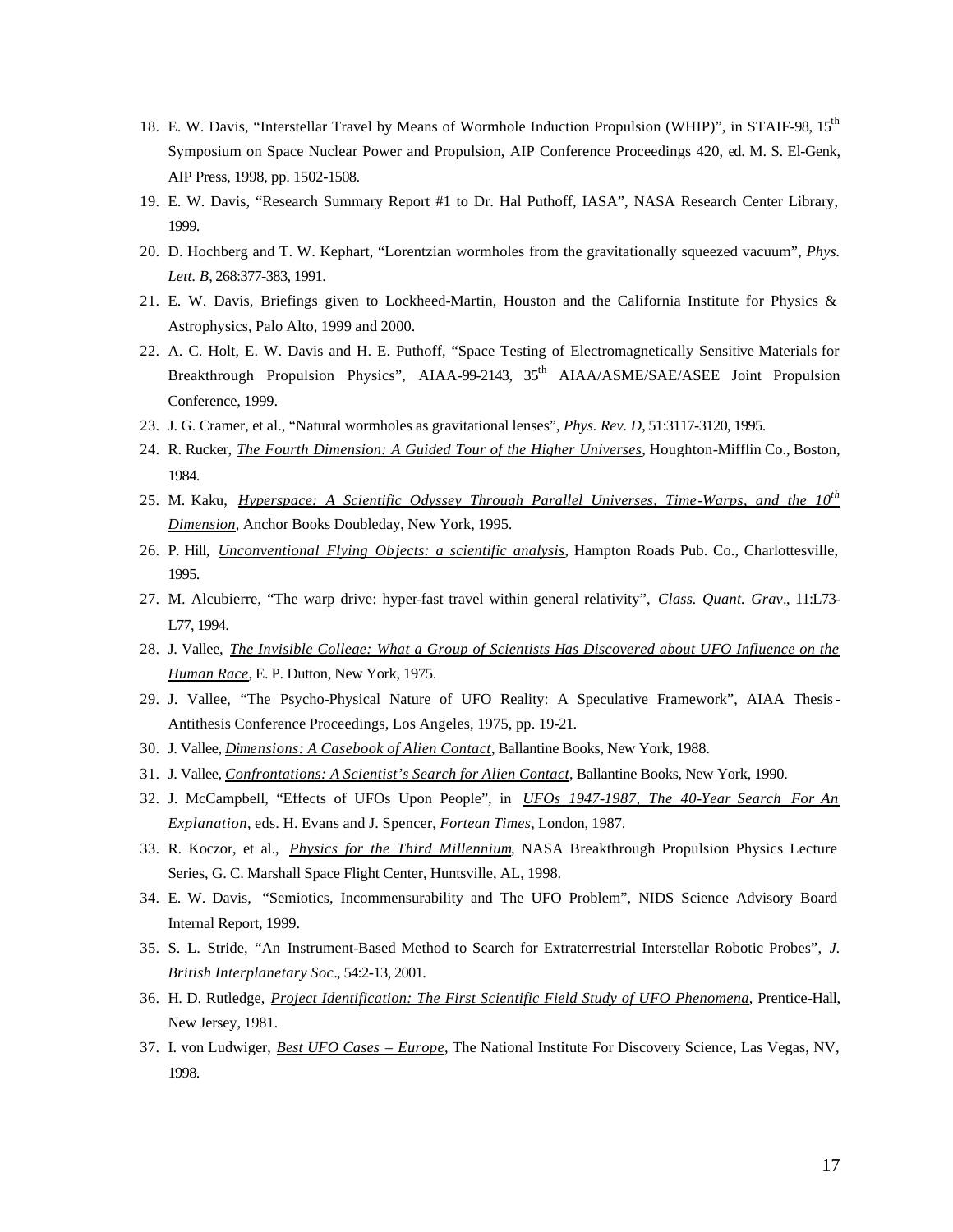18. E. W. Davis, "Interstellar Travel by Means of Wormhole Induction Propulsion (WHIP)", in STAIF-98, 15th Symposium on Space Nuclear Power and Propulsion, AIP Conference Proceedings 420, ed. M. S. El-Genk, AIP Press, 1998, pp. 1502-1508.
19. E. W. Davis, "Research Summary Report #1 to Dr. Hal Puthoff, IASA", NASA Research Center Library, 1999.
20. D. Hochberg and T. W. Kephart, "Lorentzian wormholes from the gravitationally squeezed vacuum", *Phys. Lett. B*, 268:377-383, 1991.
21. E. W. Davis, Briefings given to Lockheed-Martin, Houston and the California Institute for Physics & Astrophysics, Palo Alto, 1999 and 2000.
22. A. C. Holt, E. W. Davis and H. E. Puthoff, "Space Testing of Electromagnetically Sensitive Materials for Breakthrough Propulsion Physics", AIAA-99-2143, 35th AIAA/ASME/SAE/ASEE Joint Propulsion Conference, 1999.
23. J. G. Cramer, et al., "Natural wormholes as gravitational lenses", *Phys. Rev. D*, 51:3117-3120, 1995.
24. R. Rucker, *The Fourth Dimension: A Guided Tour of the Higher Universes*, Houghton-Mifflin Co., Boston, 1984.
25. M. Kaku, *Hyperspace: A Scientific Odyssey Through Parallel Universes, Time-Warps, and the 10th Dimension*, Anchor Books Doubleday, New York, 1995.
26. P. Hill, *Unconventional Flying Objects: a scientific analysis*, Hampton Roads Pub. Co., Charlottesville, 1995.
27. M. Alcubierre, "The warp drive: hyper-fast travel within general relativity", *Class. Quant. Grav*., 11:L73-L77, 1994.
28. J. Vallee, *The Invisible College: What a Group of Scientists Has Discovered about UFO Influence on the Human Race*, E. P. Dutton, New York, 1975.
29. J. Vallee, "The Psycho-Physical Nature of UFO Reality: A Speculative Framework", AIAA Thesis-Antithesis Conference Proceedings, Los Angeles, 1975, pp. 19-21.
30. J. Vallee, *Dimensions: A Casebook of Alien Contact*, Ballantine Books, New York, 1988.
31. J. Vallee, *Confrontations: A Scientist's Search for Alien Contact*, Ballantine Books, New York, 1990.
32. J. McCampbell, "Effects of UFOs Upon People", in *UFOs 1947-1987, The 40-Year Search For An Explanation*, eds. H. Evans and J. Spencer, *Fortean Times*, London, 1987.
33. R. Koczor, et al., *Physics for the Third Millennium*, NASA Breakthrough Propulsion Physics Lecture Series, G. C. Marshall Space Flight Center, Huntsville, AL, 1998.
34. E. W. Davis, "Semiotics, Incommensurability and The UFO Problem", NIDS Science Advisory Board Internal Report, 1999.
35. S. L. Stride, "An Instrument-Based Method to Search for Extraterrestrial Interstellar Robotic Probes", *J. British Interplanetary Soc*., 54:2-13, 2001.
36. H. D. Rutledge, *Project Identification: The First Scientific Field Study of UFO Phenomena*, Prentice-Hall, New Jersey, 1981.
37. I. von Ludwiger, *Best UFO Cases – Europe*, The National Institute For Discovery Science, Las Vegas, NV, 1998.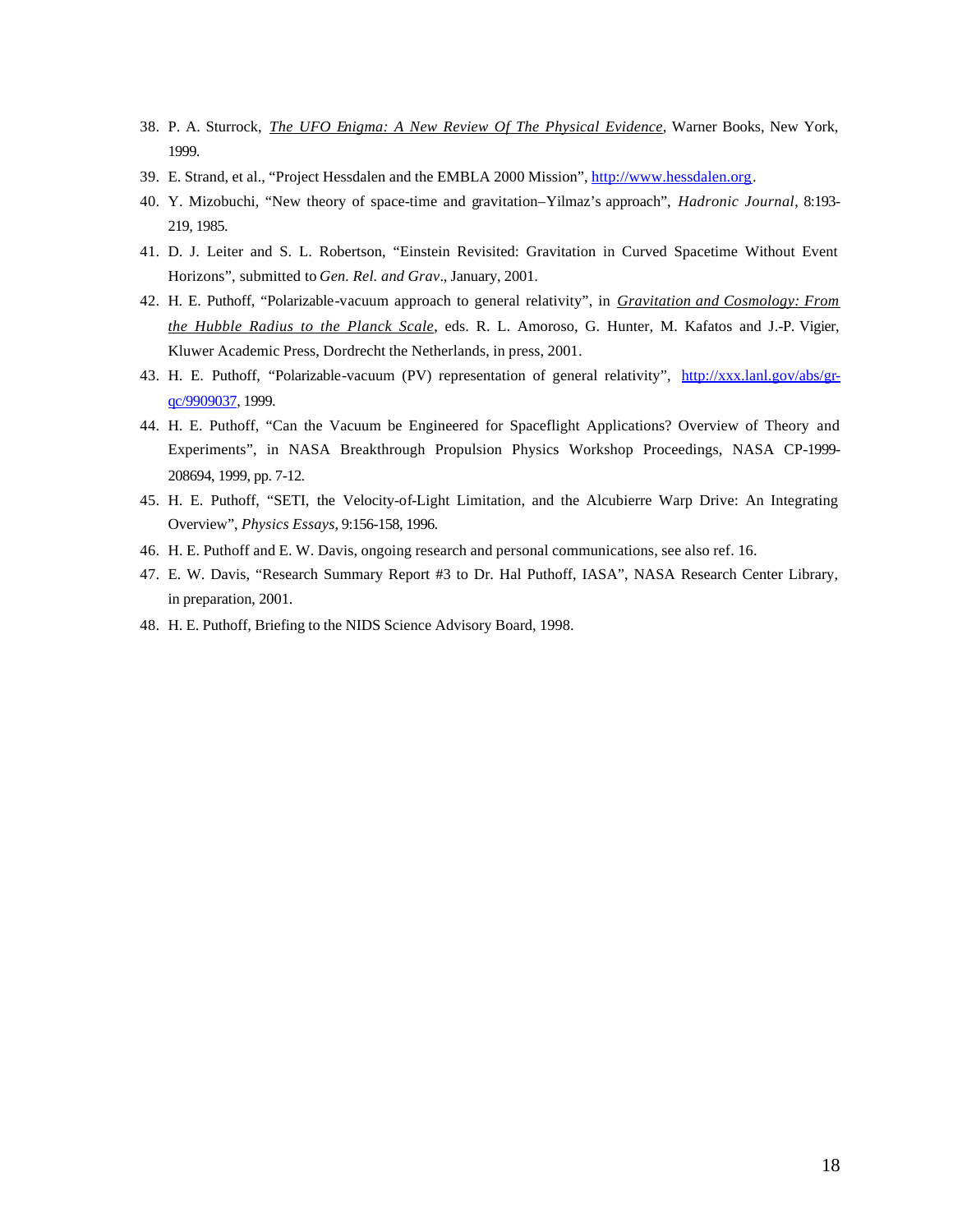38. P. A. Sturrock, *The UFO Enigma: A New Review Of The Physical Evidence*, Warner Books, New York, 1999.
39. E. Strand, et al., "Project Hessdalen and the EMBLA 2000 Mission", http://www.hessdalen.org.
40. Y. Mizobuchi, "New theory of space-time and gravitation–Yilmaz's approach", *Hadronic Journal*, 8:193-219, 1985.
41. D. J. Leiter and S. L. Robertson, "Einstein Revisited: Gravitation in Curved Spacetime Without Event Horizons", submitted to *Gen. Rel. and Grav*., January, 2001.
42. H. E. Puthoff, "Polarizable-vacuum approach to general relativity", in *Gravitation and Cosmology: From the Hubble Radius to the Planck Scale*, eds. R. L. Amoroso, G. Hunter, M. Kafatos and J.-P. Vigier, Kluwer Academic Press, Dordrecht the Netherlands, in press, 2001.
43. H. E. Puthoff, "Polarizable-vacuum (PV) representation of general relativity", http://xxx.lanl.gov/abs/gr-qc/9909037, 1999.
44. H. E. Puthoff, "Can the Vacuum be Engineered for Spaceflight Applications? Overview of Theory and Experiments", in NASA Breakthrough Propulsion Physics Workshop Proceedings, NASA CP-1999-208694, 1999, pp. 7-12.
45. H. E. Puthoff, "SETI, the Velocity-of-Light Limitation, and the Alcubierre Warp Drive: An Integrating Overview", *Physics Essays*, 9:156-158, 1996.
46. H. E. Puthoff and E. W. Davis, ongoing research and personal communications, see also ref. 16.
47. E. W. Davis, "Research Summary Report #3 to Dr. Hal Puthoff, IASA", NASA Research Center Library, in preparation, 2001.
48. H. E. Puthoff, Briefing to the NIDS Science Advisory Board, 1998.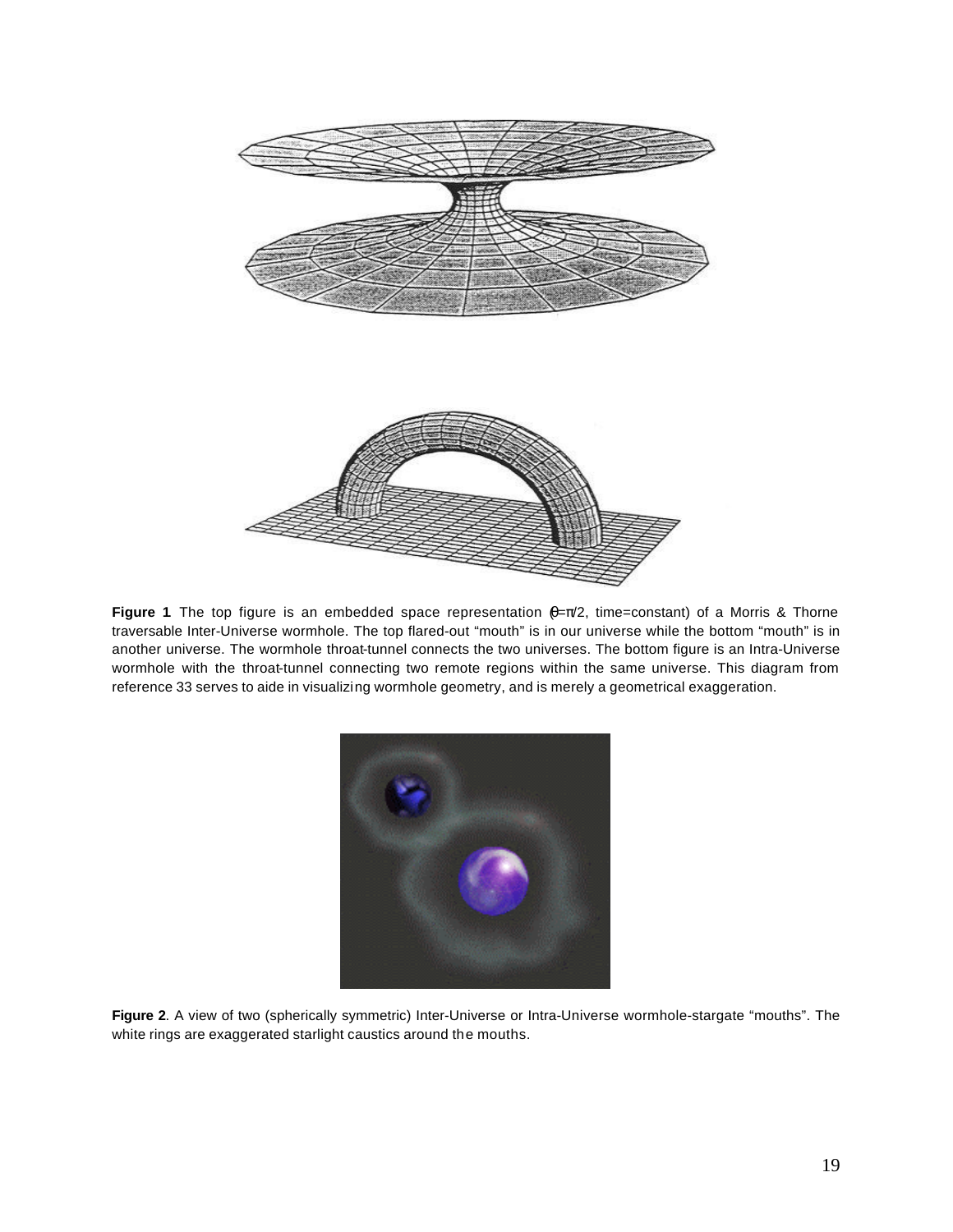**Figure 1**. The top figure is an embedded space representation ($\theta=\pi/2$, time=constant) of a Morris & Thorne traversable Inter-Universe wormhole. The top flared-out "mouth" is in our universe while the bottom "mouth" is in another universe. The wormhole throat-tunnel connects the two universes. The bottom figure is an Intra-Universe wormhole with the throat-tunnel connecting two remote regions within the same universe. This diagram from reference 33 serves to aide in visualizing wormhole geometry, and is merely a geometrical exaggeration.

**Figure 2**. A view of two (spherically symmetric) Inter-Universe or Intra-Universe wormhole-stargate "mouths". The white rings are exaggerated starlight caustics around the mouths.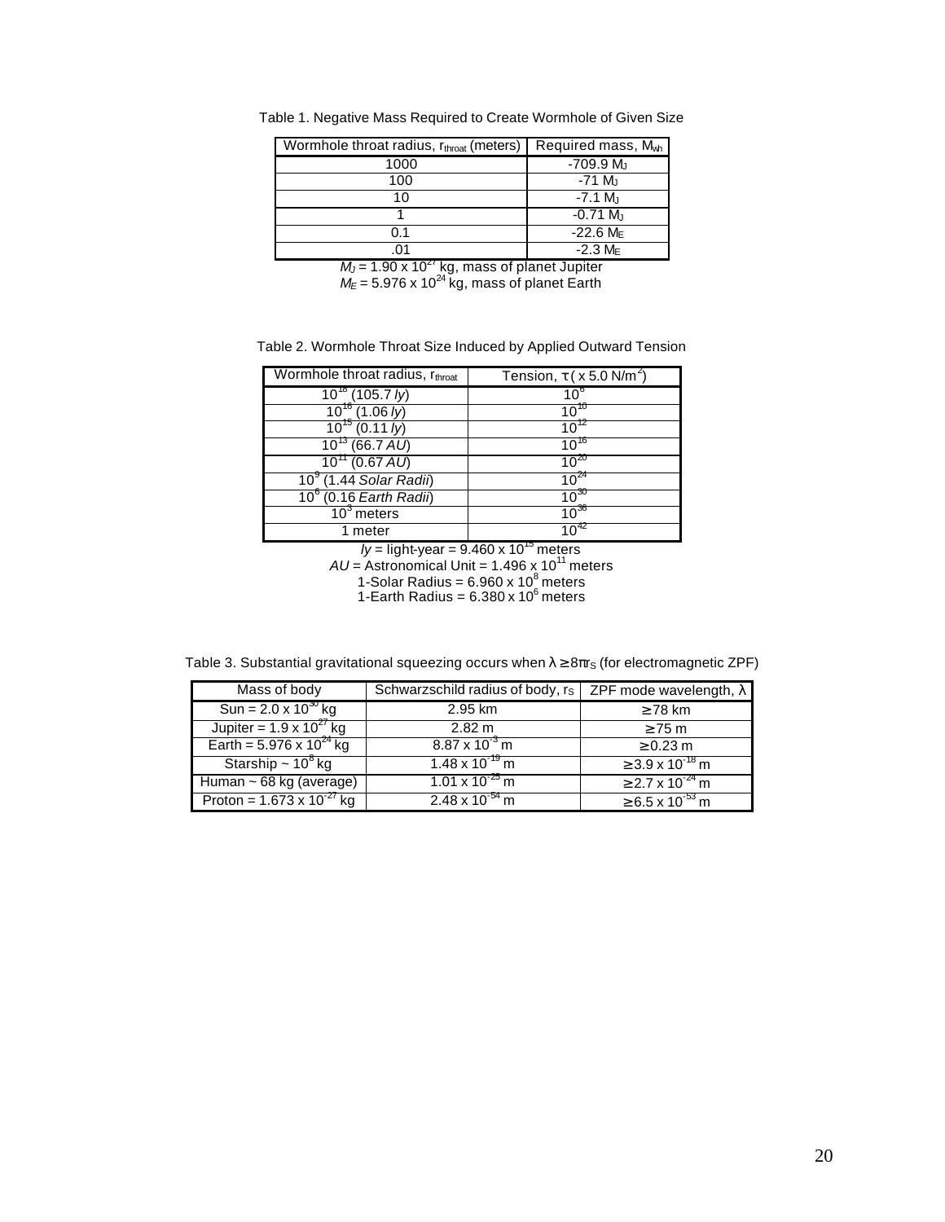Table 1. Negative Mass Required to Create Wormhole of Given Size

| Wormhole throat radius, $r_{throat}$ (meters) | Required mass, $M_{wh}$ |
|---|---|
| 1000 | -709.9 $M_J$ |
| 100 | -71 $M_J$ |
| 10 | -7.1 $M_J$ |
| 1 | -0.71 $M_J$ |
| 0.1 | -22.6 $M_E$ |
| .01 | -2.3 $M_E$ |

$M_J$ = 1.90 x $10^{27}$ kg, mass of planet Jupiter
$M_E$ = 5.976 x $10^{24}$ kg, mass of planet Earth

Table 2. Wormhole Throat Size Induced by Applied Outward Tension

| Wormhole throat radius, $r_{throat}$ | Tension, $\tau$ ( x 5.0 N/m$^2$) |
|---|---|
| $10^{18}$ (105.7 *ly*) | $10^{6}$ |
| $10^{16}$ (1.06 *ly*) | $10^{10}$ |
| $10^{15}$ (0.11 *ly*) | $10^{12}$ |
| $10^{13}$ (66.7 *AU*) | $10^{16}$ |
| $10^{11}$ (0.67 *AU*) | $10^{20}$ |
| $10^{9}$ (1.44 *Solar Radii*) | $10^{24}$ |
| $10^{6}$ (0.16 *Earth Radii*) | $10^{30}$ |
| $10^{3}$ meters | $10^{36}$ |
| 1 meter | $10^{42}$ |

*ly* = light-year = 9.460 x $10^{15}$ meters
*AU* = Astronomical Unit = 1.496 x $10^{11}$ meters
1-Solar Radius = 6.960 x $10^{8}$ meters
1-Earth Radius = 6.380 x $10^{6}$ meters

Table 3. Substantial gravitational squeezing occurs when $\lambda \geq 8\pi r_S$ (for electromagnetic ZPF)

| Mass of body | Schwarzschild radius of body, $r_S$ | ZPF mode wavelength, $\lambda$ |
|---|---|---|
| Sun = 2.0 x $10^{30}$ kg | 2.95 km | $\geq$ 78 km |
| Jupiter = 1.9 x $10^{27}$ kg | 2.82 m | $\geq$ 75 m |
| Earth = 5.976 x $10^{24}$ kg | 8.87 x $10^{-3}$ m | $\geq$ 0.23 m |
| Starship ~ $10^{8}$ kg | 1.48 x $10^{-19}$ m | $\geq$ 3.9 x $10^{-18}$ m |
| Human ~ 68 kg (average) | 1.01 x $10^{-25}$ m | $\geq$ 2.7 x $10^{-24}$ m |
| Proton = 1.673 x $10^{-27}$ kg | 2.48 x $10^{-54}$ m | $\geq$ 6.5 x $10^{-53}$ m |